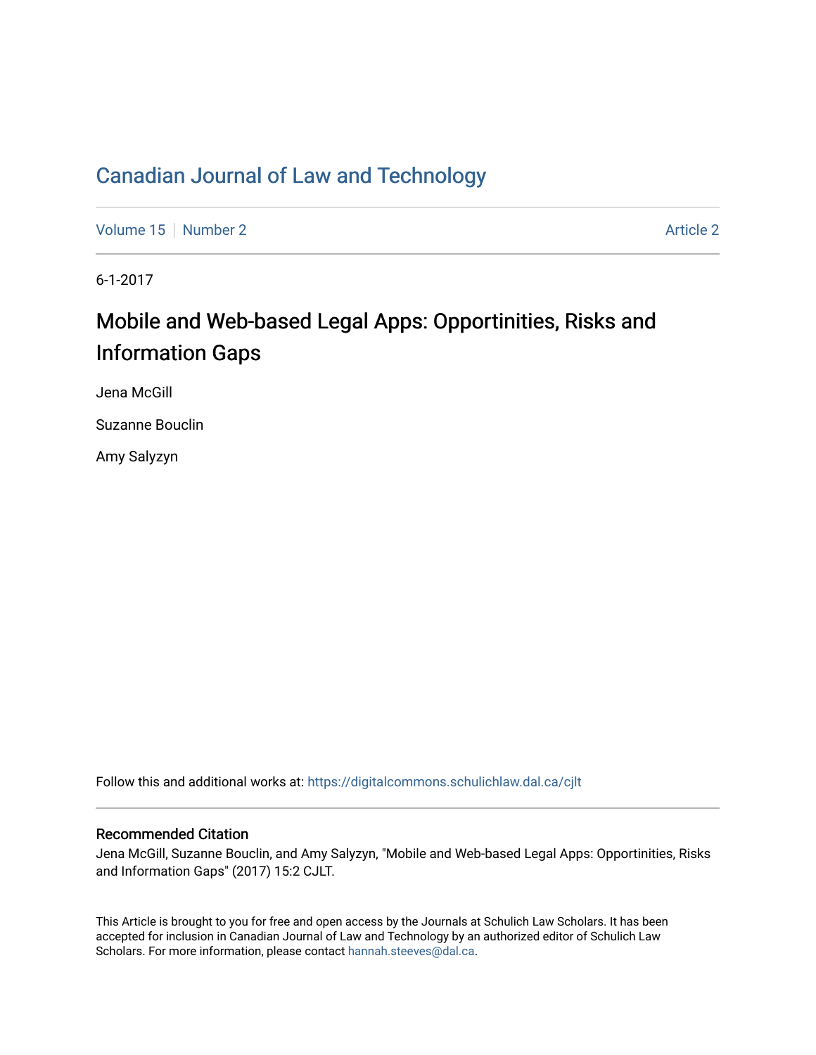# Canadian Journal of Law and Technology

Volume 15 | Number 2 | Article 2

6-1-2017

## Mobile and Web-based Legal Apps: Opportinities, Risks and Information Gaps

Jena McGill

Suzanne Bouclin

Amy Salyzyn

Follow this and additional works at: https://digitalcommons.schulichlaw.dal.ca/cjlt

### Recommended Citation

Jena McGill, Suzanne Bouclin, and Amy Salyzyn, "Mobile and Web-based Legal Apps: Opportinities, Risks and Information Gaps" (2017) 15:2 CJLT.

This Article is brought to you for free and open access by the Journals at Schulich Law Scholars. It has been accepted for inclusion in Canadian Journal of Law and Technology by an authorized editor of Schulich Law Scholars. For more information, please contact hannah.steeves@dal.ca.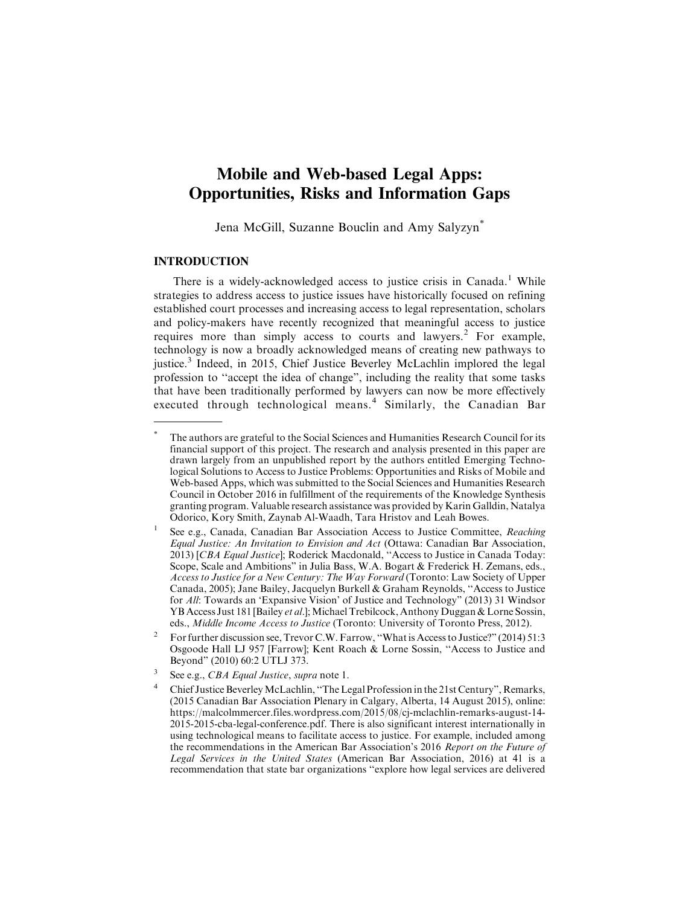# Mobile and Web-based Legal Apps: Opportunities, Risks and Information Gaps

Jena McGill, Suzanne Bouclin and Amy Salyzyn*

## INTRODUCTION

There is a widely-acknowledged access to justice crisis in Canada.[1] While strategies to address access to justice issues have historically focused on refining established court processes and increasing access to legal representation, scholars and policy-makers have recently recognized that meaningful access to justice requires more than simply access to courts and lawyers.[2] For example, technology is now a broadly acknowledged means of creating new pathways to justice.[3] Indeed, in 2015, Chief Justice Beverley McLachlin implored the legal profession to "accept the idea of change", including the reality that some tasks that have been traditionally performed by lawyers can now be more effectively executed through technological means.[4] Similarly, the Canadian Bar

---

\* The authors are grateful to the Social Sciences and Humanities Research Council for its financial support of this project. The research and analysis presented in this paper are drawn largely from an unpublished report by the authors entitled Emerging Technological Solutions to Access to Justice Problems: Opportunities and Risks of Mobile and Web-based Apps, which was submitted to the Social Sciences and Humanities Research Council in October 2016 in fulfillment of the requirements of the Knowledge Synthesis granting program. Valuable research assistance was provided by Karin Galldin, Natalya Odorico, Kory Smith, Zaynab Al-Waadh, Tara Hristov and Leah Bowes.

[1] See e.g., Canada, Canadian Bar Association Access to Justice Committee, *Reaching Equal Justice: An Invitation to Envision and Act* (Ottawa: Canadian Bar Association, 2013) [*CBA Equal Justice*]; Roderick Macdonald, "Access to Justice in Canada Today: Scope, Scale and Ambitions" in Julia Bass, W.A. Bogart & Frederick H. Zemans, eds., *Access to Justice for a New Century: The Way Forward* (Toronto: Law Society of Upper Canada, 2005); Jane Bailey, Jacquelyn Burkell & Graham Reynolds, "Access to Justice for *All*: Towards an 'Expansive Vision' of Justice and Technology" (2013) 31 Windsor YB Access Just 181 [Bailey *et al.*]; Michael Trebilcock, Anthony Duggan & Lorne Sossin, eds., *Middle Income Access to Justice* (Toronto: University of Toronto Press, 2012).

[2] For further discussion see, Trevor C.W. Farrow, "What is Access to Justice?" (2014) 51:3 Osgoode Hall LJ 957 [Farrow]; Kent Roach & Lorne Sossin, "Access to Justice and Beyond" (2010) 60:2 UTLJ 373.

[3] See e.g., *CBA Equal Justice*, *supra* note 1.

[4] Chief Justice Beverley McLachlin, "The Legal Profession in the 21st Century", Remarks, (2015 Canadian Bar Association Plenary in Calgary, Alberta, 14 August 2015), online: https://malcolmmercer.files.wordpress.com/2015/08/cj-mclachlin-remarks-august-14-2015-2015-cba-legal-conference.pdf. There is also significant interest internationally in using technological means to facilitate access to justice. For example, included among the recommendations in the American Bar Association's 2016 *Report on the Future of Legal Services in the United States* (American Bar Association, 2016) at 41 is a recommendation that state bar organizations "explore how legal services are delivered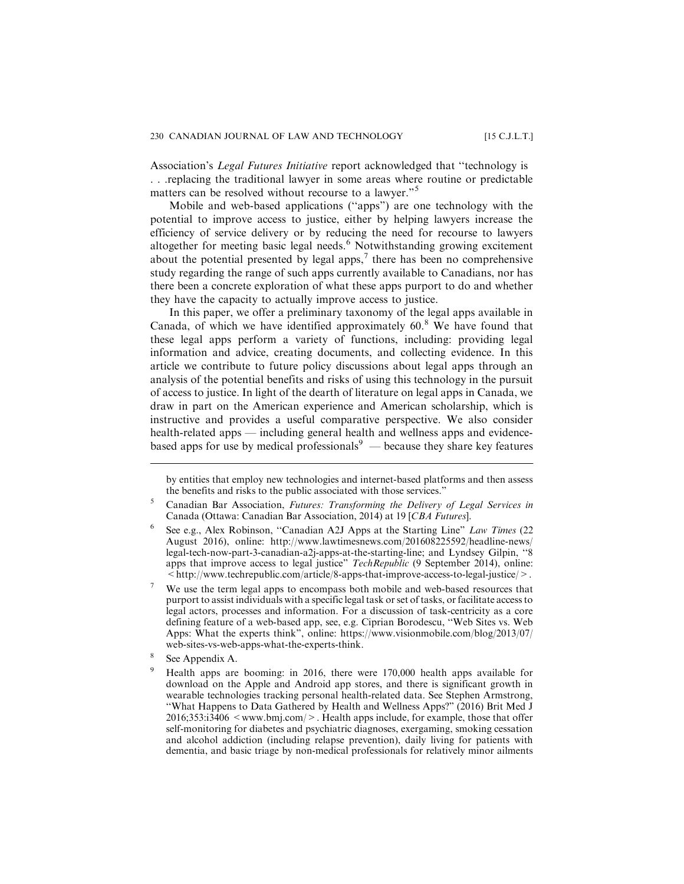Association's *Legal Futures Initiative* report acknowledged that "technology is . . .replacing the traditional lawyer in some areas where routine or predictable matters can be resolved without recourse to a lawyer."[5]

Mobile and web-based applications ("apps") are one technology with the potential to improve access to justice, either by helping lawyers increase the efficiency of service delivery or by reducing the need for recourse to lawyers altogether for meeting basic legal needs.[6] Notwithstanding growing excitement about the potential presented by legal apps,[7] there has been no comprehensive study regarding the range of such apps currently available to Canadians, nor has there been a concrete exploration of what these apps purport to do and whether they have the capacity to actually improve access to justice.

In this paper, we offer a preliminary taxonomy of the legal apps available in Canada, of which we have identified approximately 60.[8] We have found that these legal apps perform a variety of functions, including: providing legal information and advice, creating documents, and collecting evidence. In this article we contribute to future policy discussions about legal apps through an analysis of the potential benefits and risks of using this technology in the pursuit of access to justice. In light of the dearth of literature on legal apps in Canada, we draw in part on the American experience and American scholarship, which is instructive and provides a useful comparative perspective. We also consider health-related apps — including general health and wellness apps and evidence-based apps for use by medical professionals[9] — because they share key features

---

by entities that employ new technologies and internet-based platforms and then assess the benefits and risks to the public associated with those services."

[5] Canadian Bar Association, *Futures: Transforming the Delivery of Legal Services in* Canada (Ottawa: Canadian Bar Association, 2014) at 19 [*CBA Futures*].

[6] See e.g., Alex Robinson, "Canadian A2J Apps at the Starting Line" *Law Times* (22 August 2016), online: http://www.lawtimesnews.com/201608225592/headline-news/legal-tech-now-part-3-canadian-a2j-apps-at-the-starting-line; and Lyndsey Gilpin, "8 apps that improve access to legal justice" *TechRepublic* (9 September 2014), online: <http://www.techrepublic.com/article/8-apps-that-improve-access-to-legal-justice/>.

[7] We use the term legal apps to encompass both mobile and web-based resources that purport to assist individuals with a specific legal task or set of tasks, or facilitate access to legal actors, processes and information. For a discussion of task-centricity as a core defining feature of a web-based app, see, e.g. Ciprian Borodescu, "Web Sites vs. Web Apps: What the experts think", online: https://www.visionmobile.com/blog/2013/07/web-sites-vs-web-apps-what-the-experts-think.

[8] See Appendix A.

[9] Health apps are booming: in 2016, there were 170,000 health apps available for download on the Apple and Android app stores, and there is significant growth in wearable technologies tracking personal health-related data. See Stephen Armstrong, "What Happens to Data Gathered by Health and Wellness Apps?" (2016) Brit Med J 2016;353:i3406 <www.bmj.com/>. Health apps include, for example, those that offer self-monitoring for diabetes and psychiatric diagnoses, exergaming, smoking cessation and alcohol addiction (including relapse prevention), daily living for patients with dementia, and basic triage by non-medical professionals for relatively minor ailments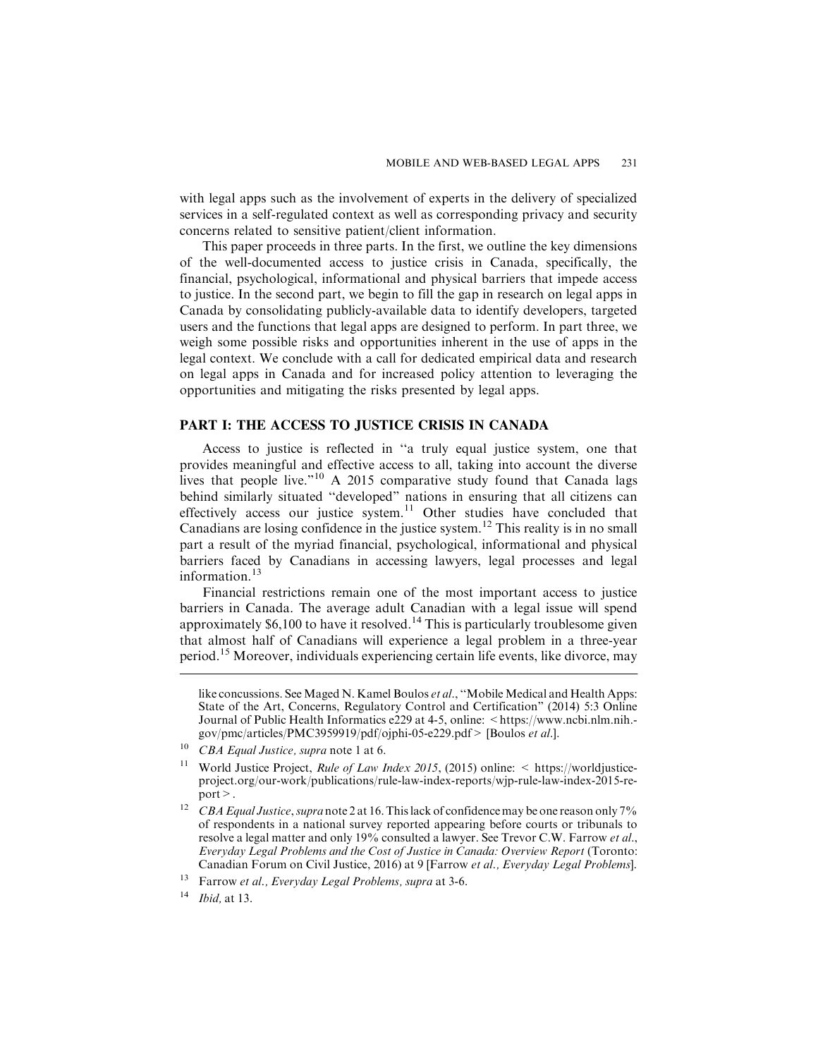with legal apps such as the involvement of experts in the delivery of specialized services in a self-regulated context as well as corresponding privacy and security concerns related to sensitive patient/client information.

This paper proceeds in three parts. In the first, we outline the key dimensions of the well-documented access to justice crisis in Canada, specifically, the financial, psychological, informational and physical barriers that impede access to justice. In the second part, we begin to fill the gap in research on legal apps in Canada by consolidating publicly-available data to identify developers, targeted users and the functions that legal apps are designed to perform. In part three, we weigh some possible risks and opportunities inherent in the use of apps in the legal context. We conclude with a call for dedicated empirical data and research on legal apps in Canada and for increased policy attention to leveraging the opportunities and mitigating the risks presented by legal apps.

## PART I: THE ACCESS TO JUSTICE CRISIS IN CANADA

Access to justice is reflected in "a truly equal justice system, one that provides meaningful and effective access to all, taking into account the diverse lives that people live."[10] A 2015 comparative study found that Canada lags behind similarly situated "developed" nations in ensuring that all citizens can effectively access our justice system.[11] Other studies have concluded that Canadians are losing confidence in the justice system.[12] This reality is in no small part a result of the myriad financial, psychological, informational and physical barriers faced by Canadians in accessing lawyers, legal processes and legal information.[13]

Financial restrictions remain one of the most important access to justice barriers in Canada. The average adult Canadian with a legal issue will spend approximately $6,100 to have it resolved.[14] This is particularly troublesome given that almost half of Canadians will experience a legal problem in a three-year period.[15] Moreover, individuals experiencing certain life events, like divorce, may

---

like concussions. See Maged N. Kamel Boulos *et al.*, "Mobile Medical and Health Apps: State of the Art, Concerns, Regulatory Control and Certification" (2014) 5:3 Online Journal of Public Health Informatics e229 at 4-5, online: < https://www.ncbi.nlm.nih.gov/pmc/articles/PMC3959919/pdf/ojphi-05-e229.pdf > [Boulos *et al.*].

[10] *CBA Equal Justice, supra* note 1 at 6.

[11] World Justice Project, *Rule of Law Index 2015*, (2015) online: < https://worldjusticeproject.org/our-work/publications/rule-law-index-reports/wjp-rule-law-index-2015-report > .

[12] *CBA Equal Justice*, *supra* note 2 at 16. This lack of confidence may be one reason only 7% of respondents in a national survey reported appearing before courts or tribunals to resolve a legal matter and only 19% consulted a lawyer. See Trevor C.W. Farrow *et al.*, *Everyday Legal Problems and the Cost of Justice in Canada: Overview Report* (Toronto: Canadian Forum on Civil Justice, 2016) at 9 [Farrow *et al., Everyday Legal Problems*].

[13] Farrow *et al., Everyday Legal Problems, supra* at 3-6.

[14] *Ibid,* at 13.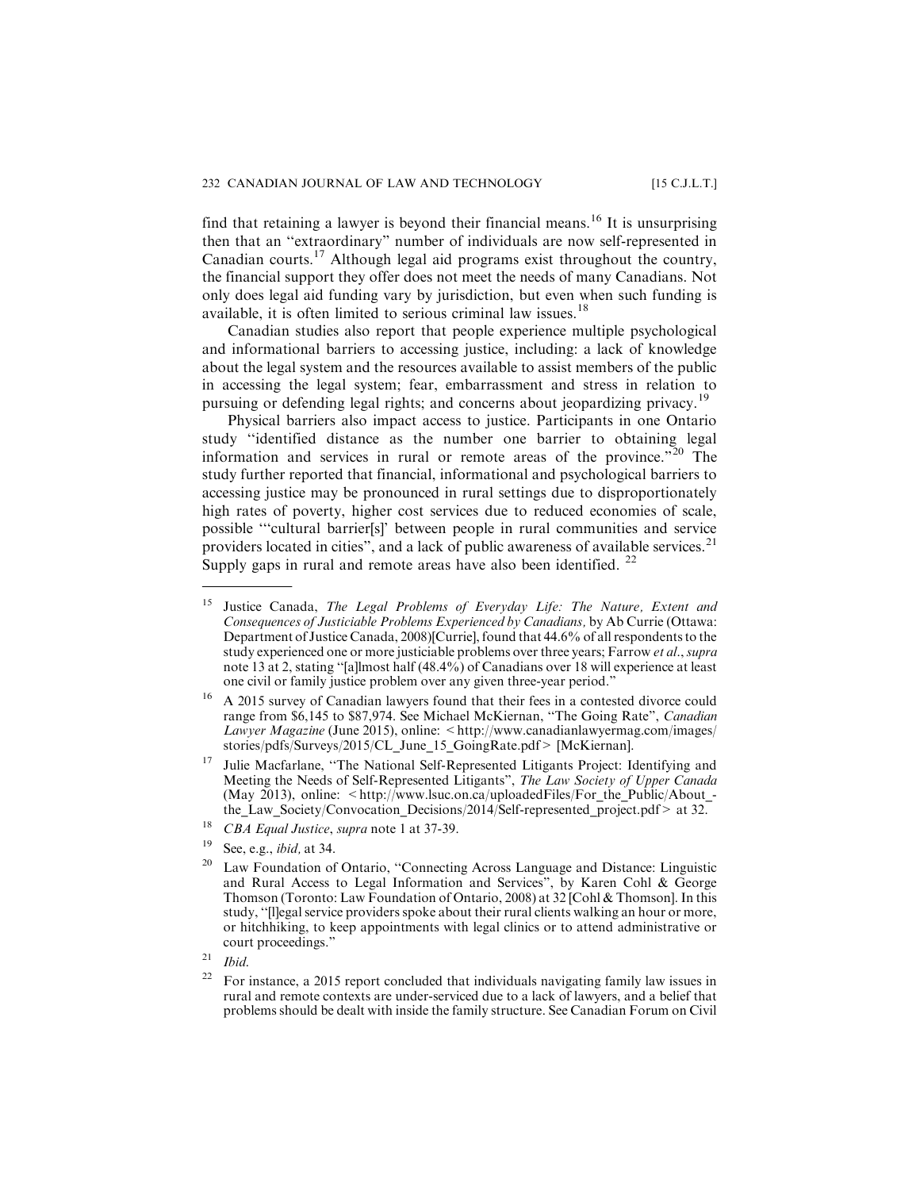find that retaining a lawyer is beyond their financial means.[16] It is unsurprising then that an "extraordinary" number of individuals are now self-represented in Canadian courts.[17] Although legal aid programs exist throughout the country, the financial support they offer does not meet the needs of many Canadians. Not only does legal aid funding vary by jurisdiction, but even when such funding is available, it is often limited to serious criminal law issues.[18]

Canadian studies also report that people experience multiple psychological and informational barriers to accessing justice, including: a lack of knowledge about the legal system and the resources available to assist members of the public in accessing the legal system; fear, embarrassment and stress in relation to pursuing or defending legal rights; and concerns about jeopardizing privacy.[19]

Physical barriers also impact access to justice. Participants in one Ontario study "identified distance as the number one barrier to obtaining legal information and services in rural or remote areas of the province."[20] The study further reported that financial, informational and psychological barriers to accessing justice may be pronounced in rural settings due to disproportionately high rates of poverty, higher cost services due to reduced economies of scale, possible "'cultural barrier[s]' between people in rural communities and service providers located in cities", and a lack of public awareness of available services.[21] Supply gaps in rural and remote areas have also been identified. [22]

---

[15] Justice Canada, *The Legal Problems of Everyday Life: The Nature, Extent and Consequences of Justiciable Problems Experienced by Canadians,* by Ab Currie (Ottawa: Department of Justice Canada, 2008)[Currie], found that 44.6% of all respondents to the study experienced one or more justiciable problems over three years; Farrow *et al.*, *supra* note 13 at 2, stating "[a]lmost half (48.4%) of Canadians over 18 will experience at least one civil or family justice problem over any given three-year period."

[16] A 2015 survey of Canadian lawyers found that their fees in a contested divorce could range from $6,145 to $87,974. See Michael McKiernan, "The Going Rate", *Canadian Lawyer Magazine* (June 2015), online: < http://www.canadianlawyermag.com/images/stories/pdfs/Surveys/2015/CL_June_15_GoingRate.pdf > [McKiernan].

[17] Julie Macfarlane, "The National Self-Represented Litigants Project: Identifying and Meeting the Needs of Self-Represented Litigants", *The Law Society of Upper Canada* (May 2013), online: < http://www.lsuc.on.ca/uploadedFiles/For_the_Public/About_-the_Law_Society/Convocation_Decisions/2014/Self-represented_project.pdf > at 32.

[18] *CBA Equal Justice*, *supra* note 1 at 37-39.

[19] See, e.g., *ibid,* at 34.

[20] Law Foundation of Ontario, "Connecting Across Language and Distance: Linguistic and Rural Access to Legal Information and Services", by Karen Cohl & George Thomson (Toronto: Law Foundation of Ontario, 2008) at 32 [Cohl & Thomson]. In this study, "[l]egal service providers spoke about their rural clients walking an hour or more, or hitchhiking, to keep appointments with legal clinics or to attend administrative or court proceedings."

[21] *Ibid.*

[22] For instance, a 2015 report concluded that individuals navigating family law issues in rural and remote contexts are under-serviced due to a lack of lawyers, and a belief that problems should be dealt with inside the family structure. See Canadian Forum on Civil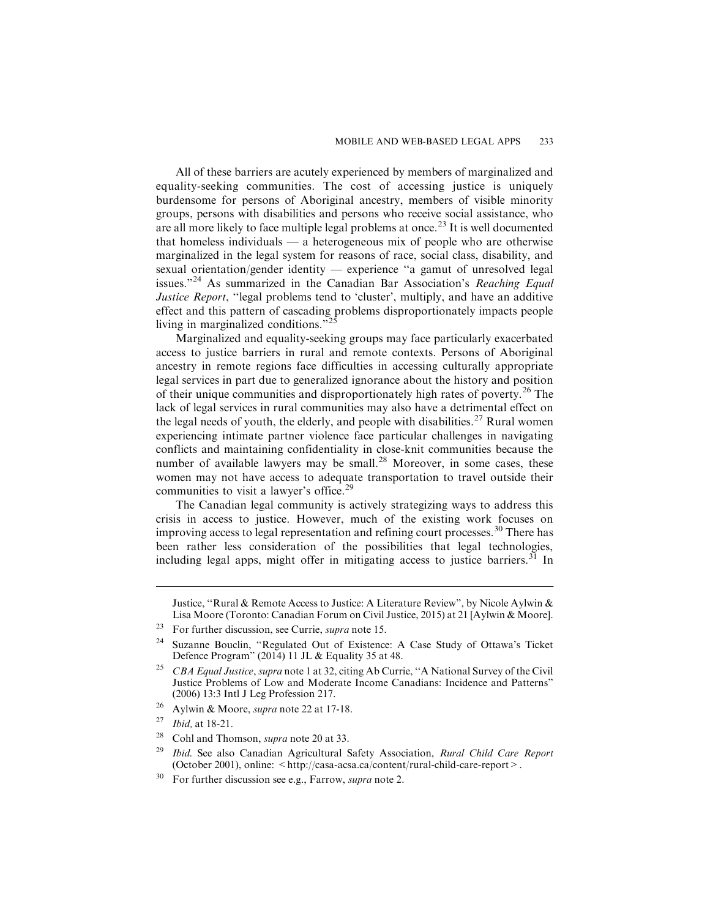All of these barriers are acutely experienced by members of marginalized and equality-seeking communities. The cost of accessing justice is uniquely burdensome for persons of Aboriginal ancestry, members of visible minority groups, persons with disabilities and persons who receive social assistance, who are all more likely to face multiple legal problems at once.[23] It is well documented that homeless individuals — a heterogeneous mix of people who are otherwise marginalized in the legal system for reasons of race, social class, disability, and sexual orientation/gender identity — experience "a gamut of unresolved legal issues."[24] As summarized in the Canadian Bar Association's *Reaching Equal Justice Report*, "legal problems tend to 'cluster', multiply, and have an additive effect and this pattern of cascading problems disproportionately impacts people living in marginalized conditions."[25]

Marginalized and equality-seeking groups may face particularly exacerbated access to justice barriers in rural and remote contexts. Persons of Aboriginal ancestry in remote regions face difficulties in accessing culturally appropriate legal services in part due to generalized ignorance about the history and position of their unique communities and disproportionately high rates of poverty.[26] The lack of legal services in rural communities may also have a detrimental effect on the legal needs of youth, the elderly, and people with disabilities.[27] Rural women experiencing intimate partner violence face particular challenges in navigating conflicts and maintaining confidentiality in close-knit communities because the number of available lawyers may be small.[28] Moreover, in some cases, these women may not have access to adequate transportation to travel outside their communities to visit a lawyer's office.[29]

The Canadian legal community is actively strategizing ways to address this crisis in access to justice. However, much of the existing work focuses on improving access to legal representation and refining court processes.[30] There has been rather less consideration of the possibilities that legal technologies, including legal apps, might offer in mitigating access to justice barriers.[31] In

---

Justice, "Rural & Remote Access to Justice: A Literature Review", by Nicole Aylwin & Lisa Moore (Toronto: Canadian Forum on Civil Justice, 2015) at 21 [Aylwin & Moore].

[23] For further discussion, see Currie, *supra* note 15.

[24] Suzanne Bouclin, "Regulated Out of Existence: A Case Study of Ottawa's Ticket Defence Program" (2014) 11 JL & Equality 35 at 48.

[25] *CBA Equal Justice*, *supra* note 1 at 32, citing Ab Currie, "A National Survey of the Civil Justice Problems of Low and Moderate Income Canadians: Incidence and Patterns" (2006) 13:3 Intl J Leg Profession 217.

[26] Aylwin & Moore, *supra* note 22 at 17-18.

[27] *Ibid,* at 18-21.

[28] Cohl and Thomson, *supra* note 20 at 33.

[29] *Ibid*. See also Canadian Agricultural Safety Association, *Rural Child Care Report* (October 2001), online: < http://casa-acsa.ca/content/rural-child-care-report > .

[30] For further discussion see e.g., Farrow, *supra* note 2.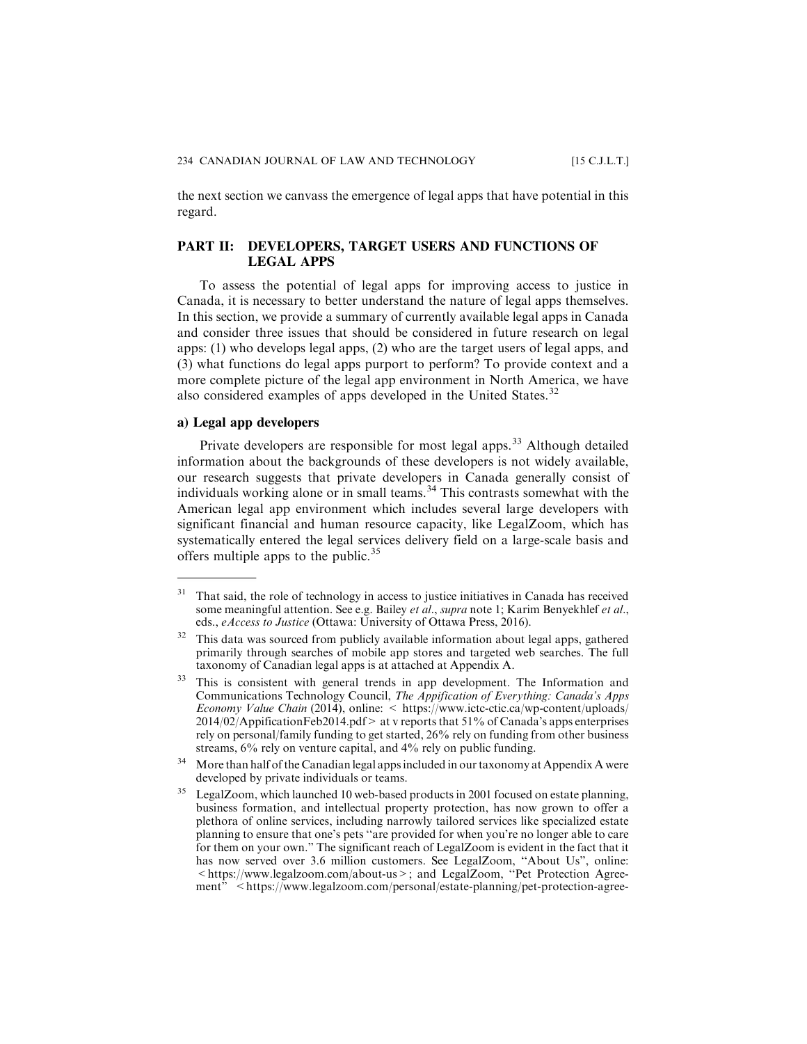the next section we canvass the emergence of legal apps that have potential in this regard.

## PART II: DEVELOPERS, TARGET USERS AND FUNCTIONS OF LEGAL APPS

To assess the potential of legal apps for improving access to justice in Canada, it is necessary to better understand the nature of legal apps themselves. In this section, we provide a summary of currently available legal apps in Canada and consider three issues that should be considered in future research on legal apps: (1) who develops legal apps, (2) who are the target users of legal apps, and (3) what functions do legal apps purport to perform? To provide context and a more complete picture of the legal app environment in North America, we have also considered examples of apps developed in the United States.[32]

### a) Legal app developers

Private developers are responsible for most legal apps.[33] Although detailed information about the backgrounds of these developers is not widely available, our research suggests that private developers in Canada generally consist of individuals working alone or in small teams.[34] This contrasts somewhat with the American legal app environment which includes several large developers with significant financial and human resource capacity, like LegalZoom, which has systematically entered the legal services delivery field on a large-scale basis and offers multiple apps to the public.[35]

---

[31] That said, the role of technology in access to justice initiatives in Canada has received some meaningful attention. See e.g. Bailey *et al.*, *supra* note 1; Karim Benyekhlef *et al.*, eds., *eAccess to Justice* (Ottawa: University of Ottawa Press, 2016).

[32] This data was sourced from publicly available information about legal apps, gathered primarily through searches of mobile app stores and targeted web searches. The full taxonomy of Canadian legal apps is at attached at Appendix A.

[33] This is consistent with general trends in app development. The Information and Communications Technology Council, *The Appification of Everything: Canada's Apps Economy Value Chain* (2014), online: < https://www.ictc-ctic.ca/wp-content/uploads/2014/02/AppificationFeb2014.pdf > at v reports that 51% of Canada's apps enterprises rely on personal/family funding to get started, 26% rely on funding from other business streams, 6% rely on venture capital, and 4% rely on public funding.

[34] More than half of the Canadian legal apps included in our taxonomy at Appendix A were developed by private individuals or teams.

[35] LegalZoom, which launched 10 web-based products in 2001 focused on estate planning, business formation, and intellectual property protection, has now grown to offer a plethora of online services, including narrowly tailored services like specialized estate planning to ensure that one's pets "are provided for when you're no longer able to care for them on your own." The significant reach of LegalZoom is evident in the fact that it has now served over 3.6 million customers. See LegalZoom, "About Us", online: < https://www.legalzoom.com/about-us >; and LegalZoom, "Pet Protection Agreement" < https://www.legalzoom.com/personal/estate-planning/pet-protection-agree-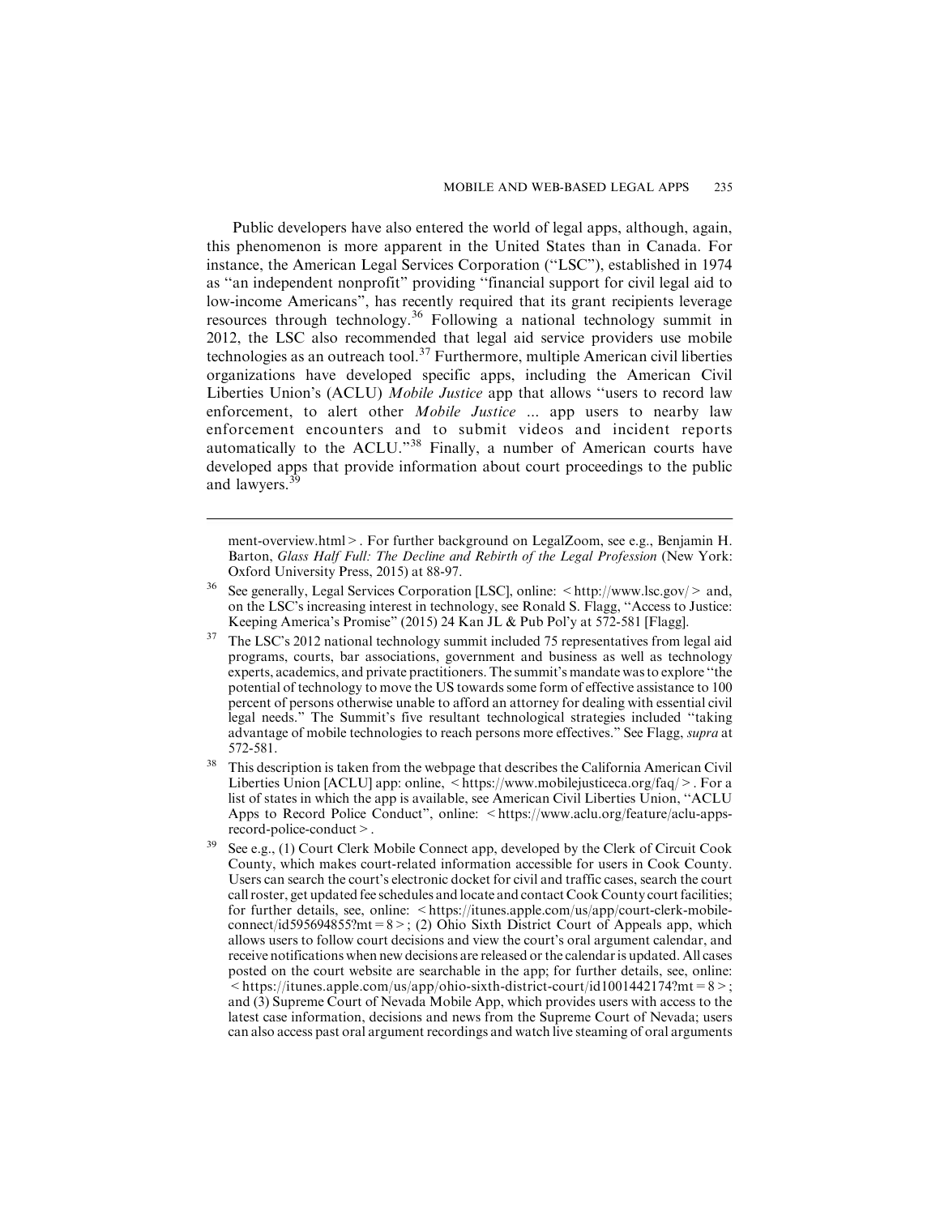Public developers have also entered the world of legal apps, although, again, this phenomenon is more apparent in the United States than in Canada. For instance, the American Legal Services Corporation ("LSC"), established in 1974 as "an independent nonprofit" providing "financial support for civil legal aid to low-income Americans", has recently required that its grant recipients leverage resources through technology.[36] Following a national technology summit in 2012, the LSC also recommended that legal aid service providers use mobile technologies as an outreach tool.[37] Furthermore, multiple American civil liberties organizations have developed specific apps, including the American Civil Liberties Union's (ACLU) *Mobile Justice* app that allows "users to record law enforcement, to alert other *Mobile Justice* ... app users to nearby law enforcement encounters and to submit videos and incident reports automatically to the ACLU."[38] Finally, a number of American courts have developed apps that provide information about court proceedings to the public and lawyers.[39]

---

ment-overview.html>. For further background on LegalZoom, see e.g., Benjamin H. Barton, *Glass Half Full: The Decline and Rebirth of the Legal Profession* (New York: Oxford University Press, 2015) at 88-97.

[36] See generally, Legal Services Corporation [LSC], online: <http://www.lsc.gov/> and, on the LSC's increasing interest in technology, see Ronald S. Flagg, "Access to Justice: Keeping America's Promise" (2015) 24 Kan JL & Pub Pol'y at 572-581 [Flagg].

[37] The LSC's 2012 national technology summit included 75 representatives from legal aid programs, courts, bar associations, government and business as well as technology experts, academics, and private practitioners. The summit's mandate was to explore "the potential of technology to move the US towards some form of effective assistance to 100 percent of persons otherwise unable to afford an attorney for dealing with essential civil legal needs." The Summit's five resultant technological strategies included "taking advantage of mobile technologies to reach persons more effectives." See Flagg, *supra* at 572-581.

[38] This description is taken from the webpage that describes the California American Civil Liberties Union [ACLU] app: online, <https://www.mobilejusticeca.org/faq/>. For a list of states in which the app is available, see American Civil Liberties Union, "ACLU Apps to Record Police Conduct", online: <https://www.aclu.org/feature/aclu-apps-record-police-conduct>.

[39] See e.g., (1) Court Clerk Mobile Connect app, developed by the Clerk of Circuit Cook County, which makes court-related information accessible for users in Cook County. Users can search the court's electronic docket for civil and traffic cases, search the court call roster, get updated fee schedules and locate and contact Cook County court facilities; for further details, see, online: <https://itunes.apple.com/us/app/court-clerk-mobile-connect/id595694855?mt=8>; (2) Ohio Sixth District Court of Appeals app, which allows users to follow court decisions and view the court's oral argument calendar, and receive notifications when new decisions are released or the calendar is updated. All cases posted on the court website are searchable in the app; for further details, see, online: <https://itunes.apple.com/us/app/ohio-sixth-district-court/id1001442174?mt=8>; and (3) Supreme Court of Nevada Mobile App, which provides users with access to the latest case information, decisions and news from the Supreme Court of Nevada; users can also access past oral argument recordings and watch live steaming of oral arguments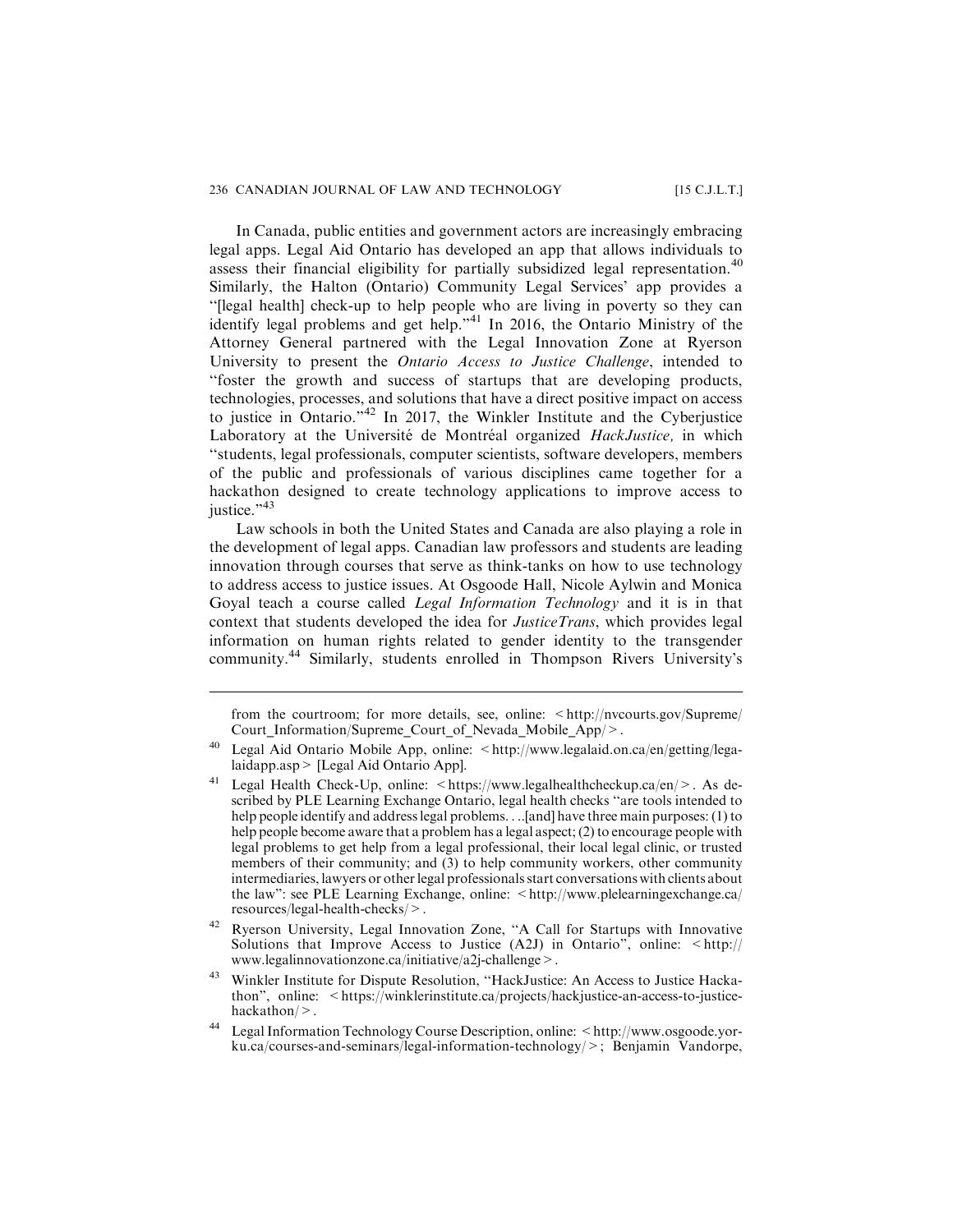In Canada, public entities and government actors are increasingly embracing legal apps. Legal Aid Ontario has developed an app that allows individuals to assess their financial eligibility for partially subsidized legal representation.[40] Similarly, the Halton (Ontario) Community Legal Services' app provides a "[legal health] check-up to help people who are living in poverty so they can identify legal problems and get help."[41] In 2016, the Ontario Ministry of the Attorney General partnered with the Legal Innovation Zone at Ryerson University to present the *Ontario Access to Justice Challenge*, intended to "foster the growth and success of startups that are developing products, technologies, processes, and solutions that have a direct positive impact on access to justice in Ontario."[42] In 2017, the Winkler Institute and the Cyberjustice Laboratory at the Université de Montréal organized *HackJustice,* in which "students, legal professionals, computer scientists, software developers, members of the public and professionals of various disciplines came together for a hackathon designed to create technology applications to improve access to justice."[43]

Law schools in both the United States and Canada are also playing a role in the development of legal apps. Canadian law professors and students are leading innovation through courses that serve as think-tanks on how to use technology to address access to justice issues. At Osgoode Hall, Nicole Aylwin and Monica Goyal teach a course called *Legal Information Technology* and it is in that context that students developed the idea for *JusticeTrans*, which provides legal information on human rights related to gender identity to the transgender community.[44] Similarly, students enrolled in Thompson Rivers University's

---

from the courtroom; for more details, see, online: < http://nvcourts.gov/Supreme/Court_Information/Supreme_Court_of_Nevada_Mobile_App/ >.

[40] Legal Aid Ontario Mobile App, online: < http://www.legalaid.on.ca/en/getting/legalaidapp.asp > [Legal Aid Ontario App].

[41] Legal Health Check-Up, online: < https://www.legalhealthcheckup.ca/en/ >. As described by PLE Learning Exchange Ontario, legal health checks "are tools intended to help people identify and address legal problems. . ..[and] have three main purposes: (1) to help people become aware that a problem has a legal aspect; (2) to encourage people with legal problems to get help from a legal professional, their local legal clinic, or trusted members of their community; and (3) to help community workers, other community intermediaries, lawyers or other legal professionals start conversations with clients about the law": see PLE Learning Exchange, online: < http://www.plelearningexchange.ca/resources/legal-health-checks/ >.

[42] Ryerson University, Legal Innovation Zone, "A Call for Startups with Innovative Solutions that Improve Access to Justice (A2J) in Ontario", online: < http://www.legalinnovationzone.ca/initiative/a2j-challenge >.

[43] Winkler Institute for Dispute Resolution, "HackJustice: An Access to Justice Hackathon", online: < https://winklerinstitute.ca/projects/hackjustice-an-access-to-justice-hackathon/ >.

[44] Legal Information Technology Course Description, online: < http://www.osgoode.yorku.ca/courses-and-seminars/legal-information-technology/ >; Benjamin Vandorpe,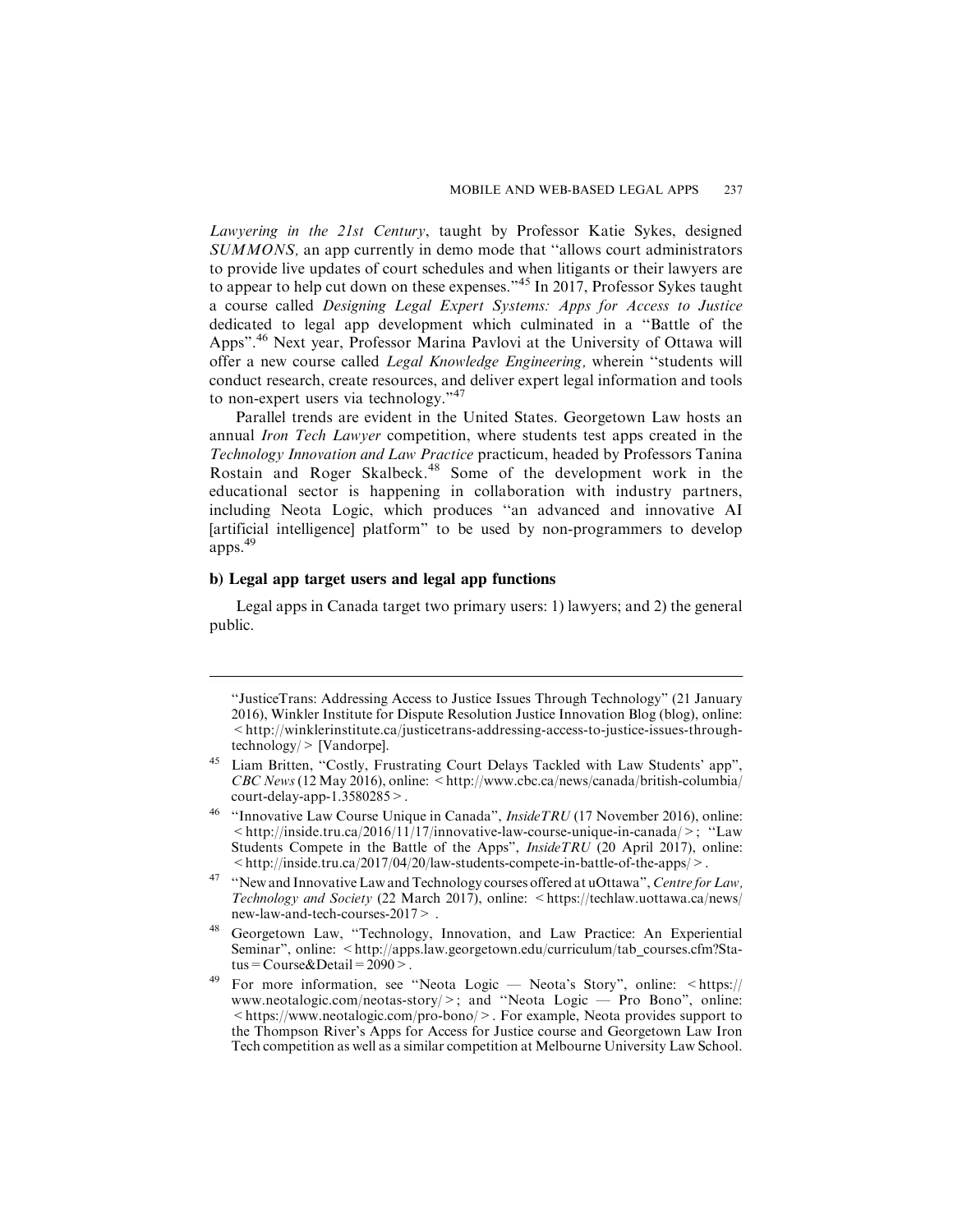*Lawyering in the 21st Century*, taught by Professor Katie Sykes, designed *SUMMONS,* an app currently in demo mode that "allows court administrators to provide live updates of court schedules and when litigants or their lawyers are to appear to help cut down on these expenses."[45] In 2017, Professor Sykes taught a course called *Designing Legal Expert Systems: Apps for Access to Justice* dedicated to legal app development which culminated in a "Battle of the Apps".[46] Next year, Professor Marina Pavlovi at the University of Ottawa will offer a new course called *Legal Knowledge Engineering,* wherein "students will conduct research, create resources, and deliver expert legal information and tools to non-expert users via technology."[47]

Parallel trends are evident in the United States. Georgetown Law hosts an annual *Iron Tech Lawyer* competition, where students test apps created in the *Technology Innovation and Law Practice* practicum, headed by Professors Tanina Rostain and Roger Skalbeck.[48] Some of the development work in the educational sector is happening in collaboration with industry partners, including Neota Logic, which produces "an advanced and innovative AI [artificial intelligence] platform" to be used by non-programmers to develop apps.[49]

### b) Legal app target users and legal app functions

Legal apps in Canada target two primary users: 1) lawyers; and 2) the general public.

---

"JusticeTrans: Addressing Access to Justice Issues Through Technology" (21 January 2016), Winkler Institute for Dispute Resolution Justice Innovation Blog (blog), online: < http://winklerinstitute.ca/justicetrans-addressing-access-to-justice-issues-through-technology/ > [Vandorpe].

[45] Liam Britten, "Costly, Frustrating Court Delays Tackled with Law Students' app", *CBC News* (12 May 2016), online: < http://www.cbc.ca/news/canada/british-columbia/court-delay-app-1.3580285 >.

[46] "Innovative Law Course Unique in Canada", *InsideTRU* (17 November 2016), online: < http://inside.tru.ca/2016/11/17/innovative-law-course-unique-in-canada/ >; "Law Students Compete in the Battle of the Apps", *InsideTRU* (20 April 2017), online: < http://inside.tru.ca/2017/04/20/law-students-compete-in-battle-of-the-apps/ >.

[47] "New and Innovative Law and Technology courses offered at uOttawa", *Centre for Law, Technology and Society* (22 March 2017), online: < https://techlaw.uottawa.ca/news/new-law-and-tech-courses-2017 > .

[48] Georgetown Law, "Technology, Innovation, and Law Practice: An Experiential Seminar", online: < http://apps.law.georgetown.edu/curriculum/tab_courses.cfm?Status = Course&Detail = 2090 >.

[49] For more information, see "Neota Logic — Neota's Story", online: < https://www.neotalogic.com/neotas-story/ >; and "Neota Logic — Pro Bono", online: < https://www.neotalogic.com/pro-bono/ >. For example, Neota provides support to the Thompson River's Apps for Access for Justice course and Georgetown Law Iron Tech competition as well as a similar competition at Melbourne University Law School.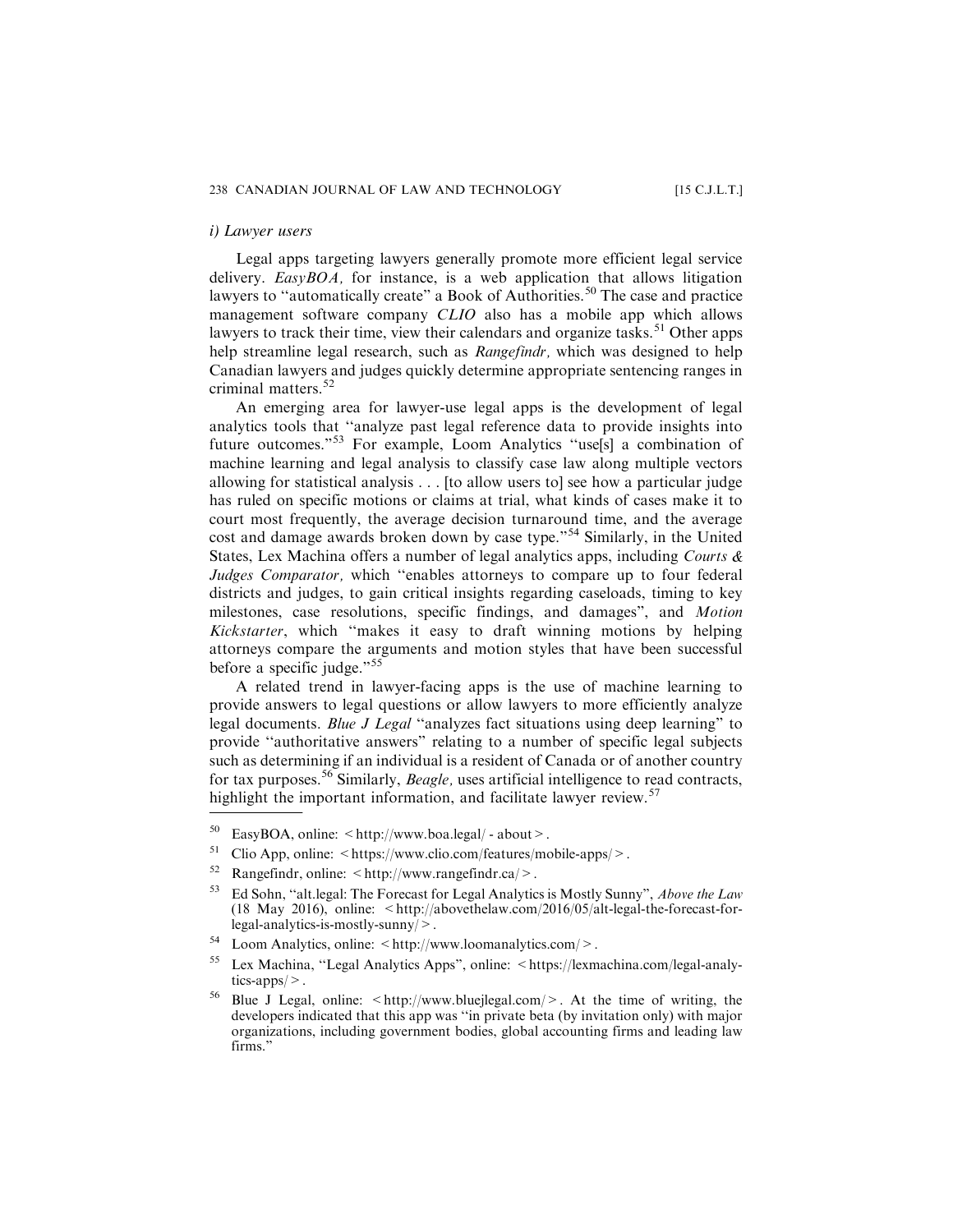*i) Lawyer users*

Legal apps targeting lawyers generally promote more efficient legal service delivery. *EasyBOA,* for instance, is a web application that allows litigation lawyers to ''automatically create'' a Book of Authorities.[50] The case and practice management software company *CLIO* also has a mobile app which allows lawyers to track their time, view their calendars and organize tasks.[51] Other apps help streamline legal research, such as *Rangefindr,* which was designed to help Canadian lawyers and judges quickly determine appropriate sentencing ranges in criminal matters.[52]

An emerging area for lawyer-use legal apps is the development of legal analytics tools that ''analyze past legal reference data to provide insights into future outcomes.''[53] For example, Loom Analytics ''use[s] a combination of machine learning and legal analysis to classify case law along multiple vectors allowing for statistical analysis . . . [to allow users to] see how a particular judge has ruled on specific motions or claims at trial, what kinds of cases make it to court most frequently, the average decision turnaround time, and the average cost and damage awards broken down by case type.''[54] Similarly, in the United States, Lex Machina offers a number of legal analytics apps, including *Courts & Judges Comparator,* which ''enables attorneys to compare up to four federal districts and judges, to gain critical insights regarding caseloads, timing to key milestones, case resolutions, specific findings, and damages'', and *Motion Kickstarter*, which ''makes it easy to draft winning motions by helping attorneys compare the arguments and motion styles that have been successful before a specific judge.''[55]

A related trend in lawyer-facing apps is the use of machine learning to provide answers to legal questions or allow lawyers to more efficiently analyze legal documents. *Blue J Legal* ''analyzes fact situations using deep learning'' to provide ''authoritative answers'' relating to a number of specific legal subjects such as determining if an individual is a resident of Canada or of another country for tax purposes.[56] Similarly, *Beagle,* uses artificial intelligence to read contracts, highlight the important information, and facilitate lawyer review.[57]

---

[50] EasyBOA, online: <http://www.boa.legal/ - about>.

[51] Clio App, online: <https://www.clio.com/features/mobile-apps/>.

[52] Rangefindr, online: <http://www.rangefindr.ca/>.

[53] Ed Sohn, ''alt.legal: The Forecast for Legal Analytics is Mostly Sunny'', *Above the Law* (18 May 2016), online: <http://abovethelaw.com/2016/05/alt-legal-the-forecast-for-legal-analytics-is-mostly-sunny/>.

[54] Loom Analytics, online: <http://www.loomanalytics.com/>.

[55] Lex Machina, ''Legal Analytics Apps'', online: <https://lexmachina.com/legal-analytics-apps/>.

[56] Blue J Legal, online: <http://www.bluejlegal.com/>. At the time of writing, the developers indicated that this app was ''in private beta (by invitation only) with major organizations, including government bodies, global accounting firms and leading law firms.''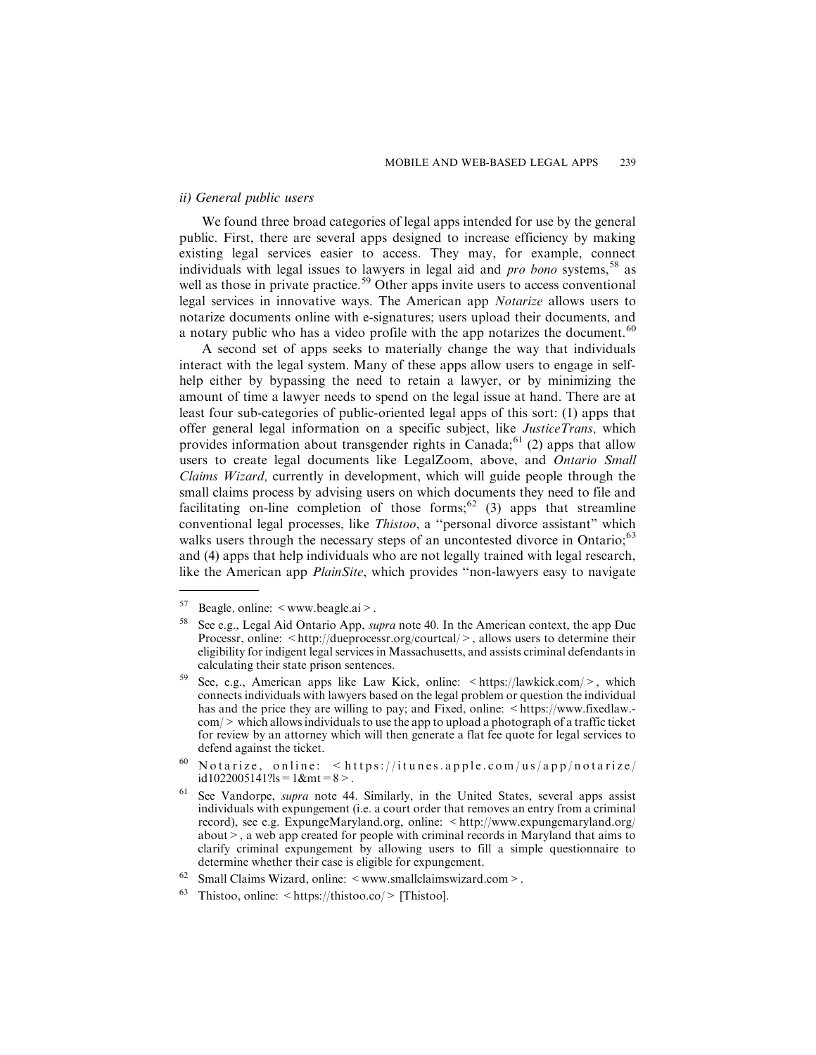### *ii) General public users*

We found three broad categories of legal apps intended for use by the general public. First, there are several apps designed to increase efficiency by making existing legal services easier to access. They may, for example, connect individuals with legal issues to lawyers in legal aid and *pro bono* systems,[58] as well as those in private practice.[59] Other apps invite users to access conventional legal services in innovative ways. The American app *Notarize* allows users to notarize documents online with e-signatures; users upload their documents, and a notary public who has a video profile with the app notarizes the document.[60]

A second set of apps seeks to materially change the way that individuals interact with the legal system. Many of these apps allow users to engage in self-help either by bypassing the need to retain a lawyer, or by minimizing the amount of time a lawyer needs to spend on the legal issue at hand. There are at least four sub-categories of public-oriented legal apps of this sort: (1) apps that offer general legal information on a specific subject, like *JusticeTrans,* which provides information about transgender rights in Canada;[61] (2) apps that allow users to create legal documents like LegalZoom, above, and *Ontario Small Claims Wizard,* currently in development, which will guide people through the small claims process by advising users on which documents they need to file and facilitating on-line completion of those forms;[62] (3) apps that streamline conventional legal processes, like *Thistoo*, a "personal divorce assistant" which walks users through the necessary steps of an uncontested divorce in Ontario;[63] and (4) apps that help individuals who are not legally trained with legal research, like the American app *PlainSite*, which provides "non-lawyers easy to navigate

---

57 Beagle, online: < www.beagle.ai >.

58 See e.g., Legal Aid Ontario App, *supra* note 40. In the American context, the app Due Processr, online: < http://dueprocessr.org/courtcal/ >, allows users to determine their eligibility for indigent legal services in Massachusetts, and assists criminal defendants in calculating their state prison sentences.

59 See, e.g., American apps like Law Kick, online: < https://lawkick.com/ >, which connects individuals with lawyers based on the legal problem or question the individual has and the price they are willing to pay; and Fixed, online: < https://www.fixedlaw.com/ > which allows individuals to use the app to upload a photograph of a traffic ticket for review by an attorney which will then generate a flat fee quote for legal services to defend against the ticket.

60 Notarize, online: < https://itunes.apple.com/us/app/notarize/id1022005141?ls = 1&mt = 8 >.

61 See Vandorpe, *supra* note 44. Similarly, in the United States, several apps assist individuals with expungement (i.e. a court order that removes an entry from a criminal record), see e.g. ExpungeMaryland.org, online: < http://www.expungemaryland.org/about >, a web app created for people with criminal records in Maryland that aims to clarify criminal expungement by allowing users to fill a simple questionnaire to determine whether their case is eligible for expungement.

62 Small Claims Wizard, online: < www.smallclaimswizard.com >.

63 Thistoo, online: < https://thistoo.co/ > [Thistoo].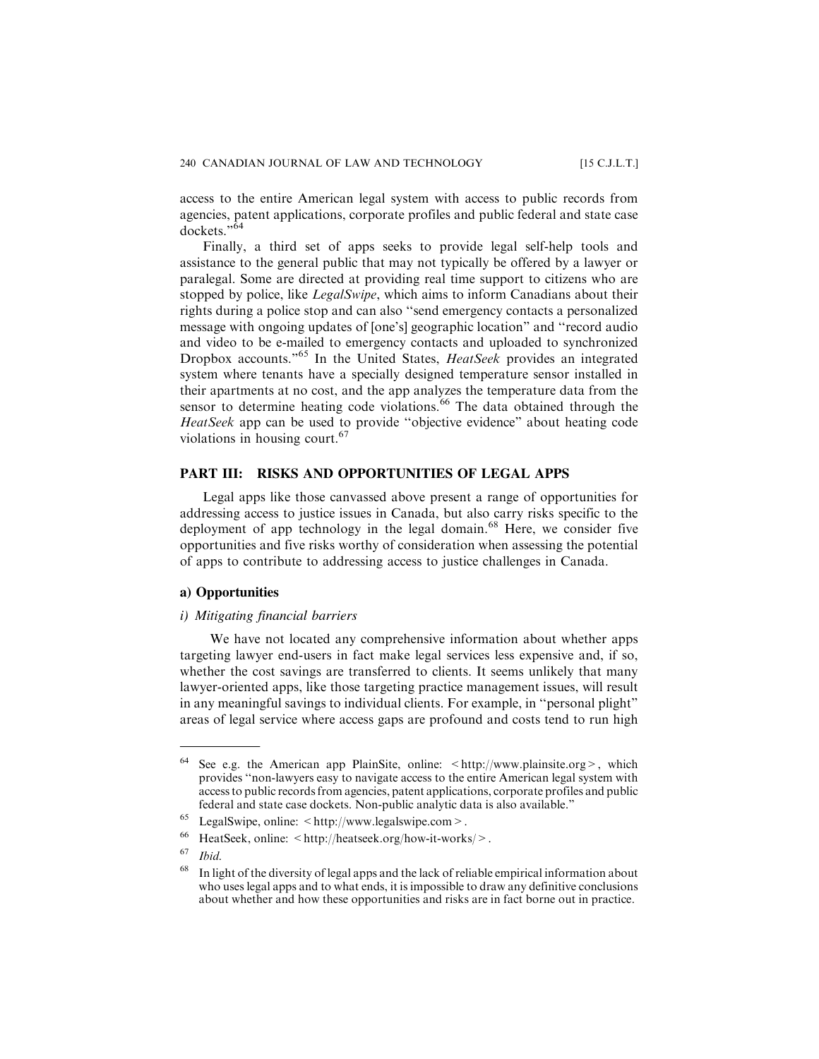access to the entire American legal system with access to public records from agencies, patent applications, corporate profiles and public federal and state case dockets."[64]

Finally, a third set of apps seeks to provide legal self-help tools and assistance to the general public that may not typically be offered by a lawyer or paralegal. Some are directed at providing real time support to citizens who are stopped by police, like *LegalSwipe*, which aims to inform Canadians about their rights during a police stop and can also "send emergency contacts a personalized message with ongoing updates of [one's] geographic location" and "record audio and video to be e-mailed to emergency contacts and uploaded to synchronized Dropbox accounts."[65] In the United States, *HeatSeek* provides an integrated system where tenants have a specially designed temperature sensor installed in their apartments at no cost, and the app analyzes the temperature data from the sensor to determine heating code violations.[66] The data obtained through the *HeatSeek* app can be used to provide "objective evidence" about heating code violations in housing court.[67]

## PART III: RISKS AND OPPORTUNITIES OF LEGAL APPS

Legal apps like those canvassed above present a range of opportunities for addressing access to justice issues in Canada, but also carry risks specific to the deployment of app technology in the legal domain.[68] Here, we consider five opportunities and five risks worthy of consideration when assessing the potential of apps to contribute to addressing access to justice challenges in Canada.

### a) Opportunities

#### *i) Mitigating financial barriers*

We have not located any comprehensive information about whether apps targeting lawyer end-users in fact make legal services less expensive and, if so, whether the cost savings are transferred to clients. It seems unlikely that many lawyer-oriented apps, like those targeting practice management issues, will result in any meaningful savings to individual clients. For example, in "personal plight" areas of legal service where access gaps are profound and costs tend to run high

---

[64] See e.g. the American app PlainSite, online: < http://www.plainsite.org >, which provides "non-lawyers easy to navigate access to the entire American legal system with access to public records from agencies, patent applications, corporate profiles and public federal and state case dockets. Non-public analytic data is also available."

[65] LegalSwipe, online: < http://www.legalswipe.com >.

[66] HeatSeek, online: < http://heatseek.org/how-it-works/ >.

[67] *Ibid.*

[68] In light of the diversity of legal apps and the lack of reliable empirical information about who uses legal apps and to what ends, it is impossible to draw any definitive conclusions about whether and how these opportunities and risks are in fact borne out in practice.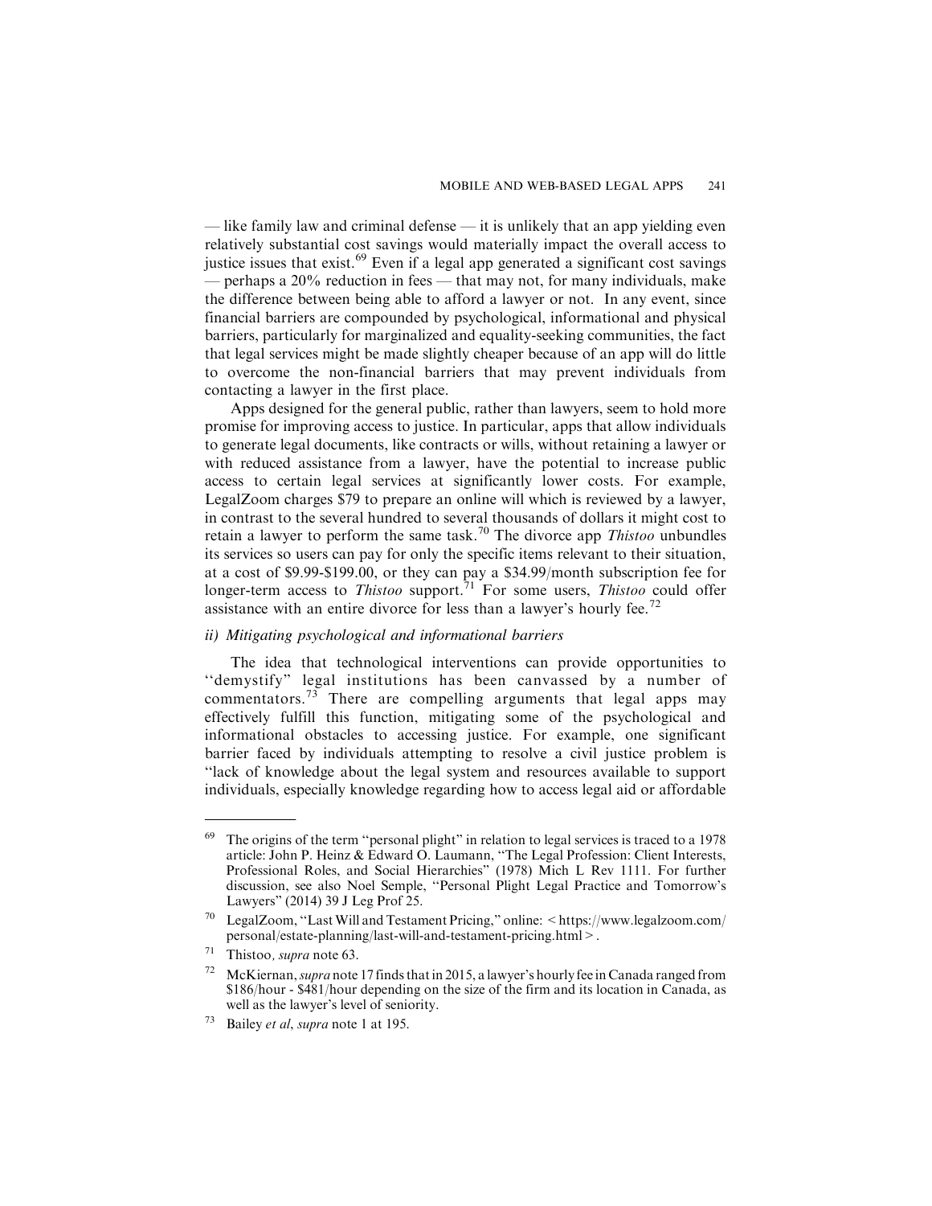— like family law and criminal defense — it is unlikely that an app yielding even relatively substantial cost savings would materially impact the overall access to justice issues that exist.[69] Even if a legal app generated a significant cost savings — perhaps a 20% reduction in fees — that may not, for many individuals, make the difference between being able to afford a lawyer or not. In any event, since financial barriers are compounded by psychological, informational and physical barriers, particularly for marginalized and equality-seeking communities, the fact that legal services might be made slightly cheaper because of an app will do little to overcome the non-financial barriers that may prevent individuals from contacting a lawyer in the first place.

Apps designed for the general public, rather than lawyers, seem to hold more promise for improving access to justice. In particular, apps that allow individuals to generate legal documents, like contracts or wills, without retaining a lawyer or with reduced assistance from a lawyer, have the potential to increase public access to certain legal services at significantly lower costs. For example, LegalZoom charges $79 to prepare an online will which is reviewed by a lawyer, in contrast to the several hundred to several thousands of dollars it might cost to retain a lawyer to perform the same task.[70] The divorce app *Thistoo* unbundles its services so users can pay for only the specific items relevant to their situation, at a cost of $9.99-$199.00, or they can pay a $34.99/month subscription fee for longer-term access to *Thistoo* support.[71] For some users, *Thistoo* could offer assistance with an entire divorce for less than a lawyer's hourly fee.[72]

*ii) Mitigating psychological and informational barriers*

The idea that technological interventions can provide opportunities to "demystify" legal institutions has been canvassed by a number of commentators.[73] There are compelling arguments that legal apps may effectively fulfill this function, mitigating some of the psychological and informational obstacles to accessing justice. For example, one significant barrier faced by individuals attempting to resolve a civil justice problem is "lack of knowledge about the legal system and resources available to support individuals, especially knowledge regarding how to access legal aid or affordable

---

[69] The origins of the term "personal plight" in relation to legal services is traced to a 1978 article: John P. Heinz & Edward O. Laumann, "The Legal Profession: Client Interests, Professional Roles, and Social Hierarchies" (1978) Mich L Rev 1111. For further discussion, see also Noel Semple, "Personal Plight Legal Practice and Tomorrow's Lawyers" (2014) 39 J Leg Prof 25.

[70] LegalZoom, "Last Will and Testament Pricing," online: < https://www.legalzoom.com/personal/estate-planning/last-will-and-testament-pricing.html >.

[71] Thistoo, *supra* note 63.

[72] McKiernan, *supra* note 17 finds that in 2015, a lawyer's hourly fee in Canada ranged from $186/hour - $481/hour depending on the size of the firm and its location in Canada, as well as the lawyer's level of seniority.

[73] Bailey *et al*, *supra* note 1 at 195.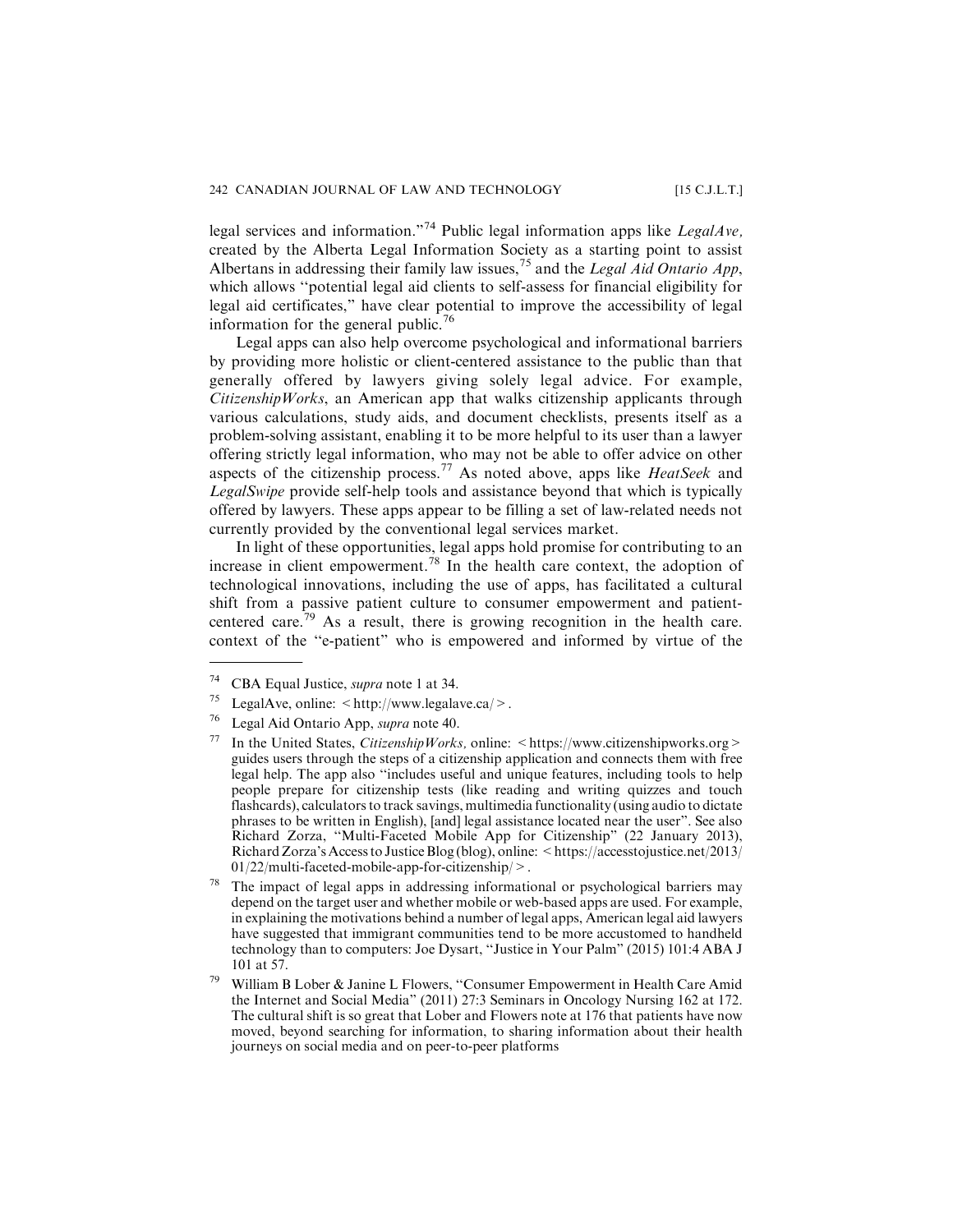legal services and information."[74] Public legal information apps like *LegalAve,* created by the Alberta Legal Information Society as a starting point to assist Albertans in addressing their family law issues,[75] and the *Legal Aid Ontario App*, which allows "potential legal aid clients to self-assess for financial eligibility for legal aid certificates," have clear potential to improve the accessibility of legal information for the general public.[76]

Legal apps can also help overcome psychological and informational barriers by providing more holistic or client-centered assistance to the public than that generally offered by lawyers giving solely legal advice. For example, *CitizenshipWorks*, an American app that walks citizenship applicants through various calculations, study aids, and document checklists, presents itself as a problem-solving assistant, enabling it to be more helpful to its user than a lawyer offering strictly legal information, who may not be able to offer advice on other aspects of the citizenship process.[77] As noted above, apps like *HeatSeek* and *LegalSwipe* provide self-help tools and assistance beyond that which is typically offered by lawyers. These apps appear to be filling a set of law-related needs not currently provided by the conventional legal services market.

In light of these opportunities, legal apps hold promise for contributing to an increase in client empowerment.[78] In the health care context, the adoption of technological innovations, including the use of apps, has facilitated a cultural shift from a passive patient culture to consumer empowerment and patient-centered care.[79] As a result, there is growing recognition in the health care. context of the "e-patient" who is empowered and informed by virtue of the

---

[74] CBA Equal Justice, *supra* note 1 at 34.

[75] LegalAve, online: < http://www.legalave.ca/ > .

[76] Legal Aid Ontario App, *supra* note 40.

[77] In the United States, *CitizenshipWorks,* online: < https://www.citizenshipworks.org > guides users through the steps of a citizenship application and connects them with free legal help. The app also "includes useful and unique features, including tools to help people prepare for citizenship tests (like reading and writing quizzes and touch flashcards), calculators to track savings, multimedia functionality (using audio to dictate phrases to be written in English), [and] legal assistance located near the user". See also Richard Zorza, "Multi-Faceted Mobile App for Citizenship" (22 January 2013), Richard Zorza's Access to Justice Blog (blog), online: < https://accesstojustice.net/2013/01/22/multi-faceted-mobile-app-for-citizenship/ > .

[78] The impact of legal apps in addressing informational or psychological barriers may depend on the target user and whether mobile or web-based apps are used. For example, in explaining the motivations behind a number of legal apps, American legal aid lawyers have suggested that immigrant communities tend to be more accustomed to handheld technology than to computers: Joe Dysart, "Justice in Your Palm" (2015) 101:4 ABA J 101 at 57.

[79] William B Lober & Janine L Flowers, "Consumer Empowerment in Health Care Amid the Internet and Social Media" (2011) 27:3 Seminars in Oncology Nursing 162 at 172. The cultural shift is so great that Lober and Flowers note at 176 that patients have now moved, beyond searching for information, to sharing information about their health journeys on social media and on peer-to-peer platforms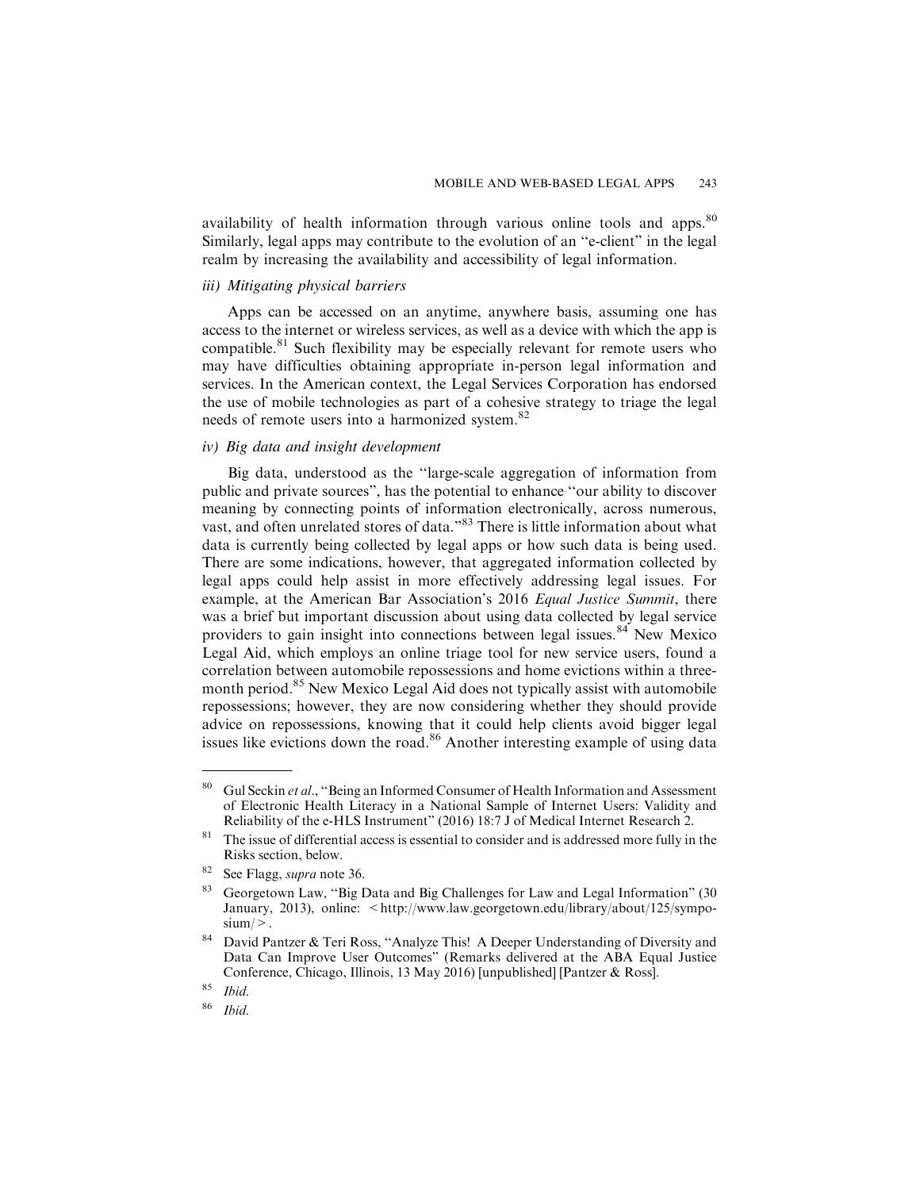availability of health information through various online tools and apps.[80] Similarly, legal apps may contribute to the evolution of an "e-client" in the legal realm by increasing the availability and accessibility of legal information.

*iii) Mitigating physical barriers*

Apps can be accessed on an anytime, anywhere basis, assuming one has access to the internet or wireless services, as well as a device with which the app is compatible.[81] Such flexibility may be especially relevant for remote users who may have difficulties obtaining appropriate in-person legal information and services. In the American context, the Legal Services Corporation has endorsed the use of mobile technologies as part of a cohesive strategy to triage the legal needs of remote users into a harmonized system.[82]

*iv) Big data and insight development*

Big data, understood as the "large-scale aggregation of information from public and private sources", has the potential to enhance "our ability to discover meaning by connecting points of information electronically, across numerous, vast, and often unrelated stores of data."[83] There is little information about what data is currently being collected by legal apps or how such data is being used. There are some indications, however, that aggregated information collected by legal apps could help assist in more effectively addressing legal issues. For example, at the American Bar Association's 2016 *Equal Justice Summit*, there was a brief but important discussion about using data collected by legal service providers to gain insight into connections between legal issues.[84] New Mexico Legal Aid, which employs an online triage tool for new service users, found a correlation between automobile repossessions and home evictions within a three-month period.[85] New Mexico Legal Aid does not typically assist with automobile repossessions; however, they are now considering whether they should provide advice on repossessions, knowing that it could help clients avoid bigger legal issues like evictions down the road.[86] Another interesting example of using data

---

[80] Gul Seckin *et al*., "Being an Informed Consumer of Health Information and Assessment of Electronic Health Literacy in a National Sample of Internet Users: Validity and Reliability of the e-HLS Instrument" (2016) 18:7 J of Medical Internet Research 2.

[81] The issue of differential access is essential to consider and is addressed more fully in the Risks section, below.

[82] See Flagg, *supra* note 36.

[83] Georgetown Law, "Big Data and Big Challenges for Law and Legal Information" (30 January, 2013), online: <http://www.law.georgetown.edu/library/about/125/symposium/>.

[84] David Pantzer & Teri Ross, "Analyze This! A Deeper Understanding of Diversity and Data Can Improve User Outcomes" (Remarks delivered at the ABA Equal Justice Conference, Chicago, Illinois, 13 May 2016) [unpublished] [Pantzer & Ross].

[85] *Ibid.*

[86] *Ibid.*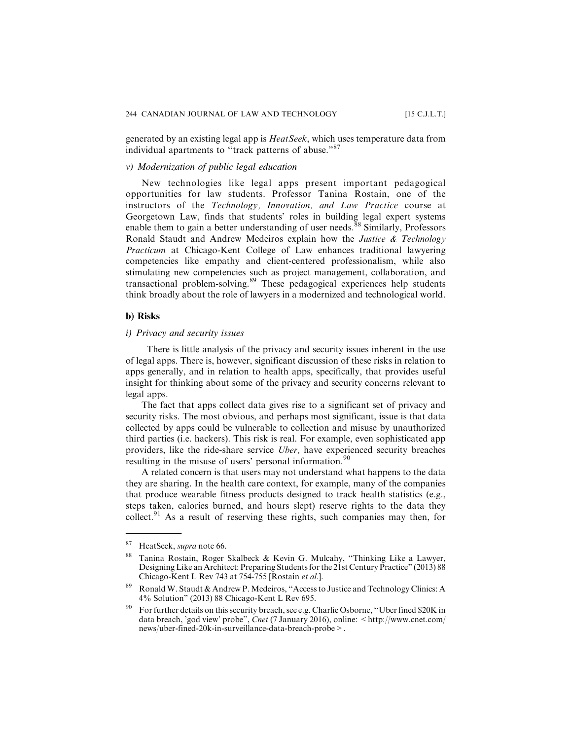generated by an existing legal app is *HeatSeek*, which uses temperature data from individual apartments to "track patterns of abuse."[87]

*v) Modernization of public legal education*

New technologies like legal apps present important pedagogical opportunities for law students. Professor Tanina Rostain, one of the instructors of the *Technology, Innovation, and Law Practice* course at Georgetown Law, finds that students' roles in building legal expert systems enable them to gain a better understanding of user needs.[88] Similarly, Professors Ronald Staudt and Andrew Medeiros explain how the *Justice & Technology Practicum* at Chicago-Kent College of Law enhances traditional lawyering competencies like empathy and client-centered professionalism, while also stimulating new competencies such as project management, collaboration, and transactional problem-solving.[89] These pedagogical experiences help students think broadly about the role of lawyers in a modernized and technological world.

**b) Risks**

*i) Privacy and security issues*

There is little analysis of the privacy and security issues inherent in the use of legal apps. There is, however, significant discussion of these risks in relation to apps generally, and in relation to health apps, specifically, that provides useful insight for thinking about some of the privacy and security concerns relevant to legal apps.

The fact that apps collect data gives rise to a significant set of privacy and security risks. The most obvious, and perhaps most significant, issue is that data collected by apps could be vulnerable to collection and misuse by unauthorized third parties (i.e. hackers). This risk is real. For example, even sophisticated app providers, like the ride-share service *Uber,* have experienced security breaches resulting in the misuse of users' personal information.[90]

A related concern is that users may not understand what happens to the data they are sharing. In the health care context, for example, many of the companies that produce wearable fitness products designed to track health statistics (e.g., steps taken, calories burned, and hours slept) reserve rights to the data they collect.[91] As a result of reserving these rights, such companies may then, for

---

[87] HeatSeek, *supra* note 66.

[88] Tanina Rostain, Roger Skalbeck & Kevin G. Mulcahy, "Thinking Like a Lawyer, Designing Like an Architect: Preparing Students for the 21st Century Practice" (2013) 88 Chicago-Kent L Rev 743 at 754-755 [Rostain *et al.*].

[89] Ronald W. Staudt & Andrew P. Medeiros, "Access to Justice and Technology Clinics: A 4% Solution" (2013) 88 Chicago-Kent L Rev 695.

[90] For further details on this security breach, see e.g. Charlie Osborne, "Uber fined $20K in data breach, 'god view' probe", *Cnet* (7 January 2016), online: < http://www.cnet.com/news/uber-fined-20k-in-surveillance-data-breach-probe > .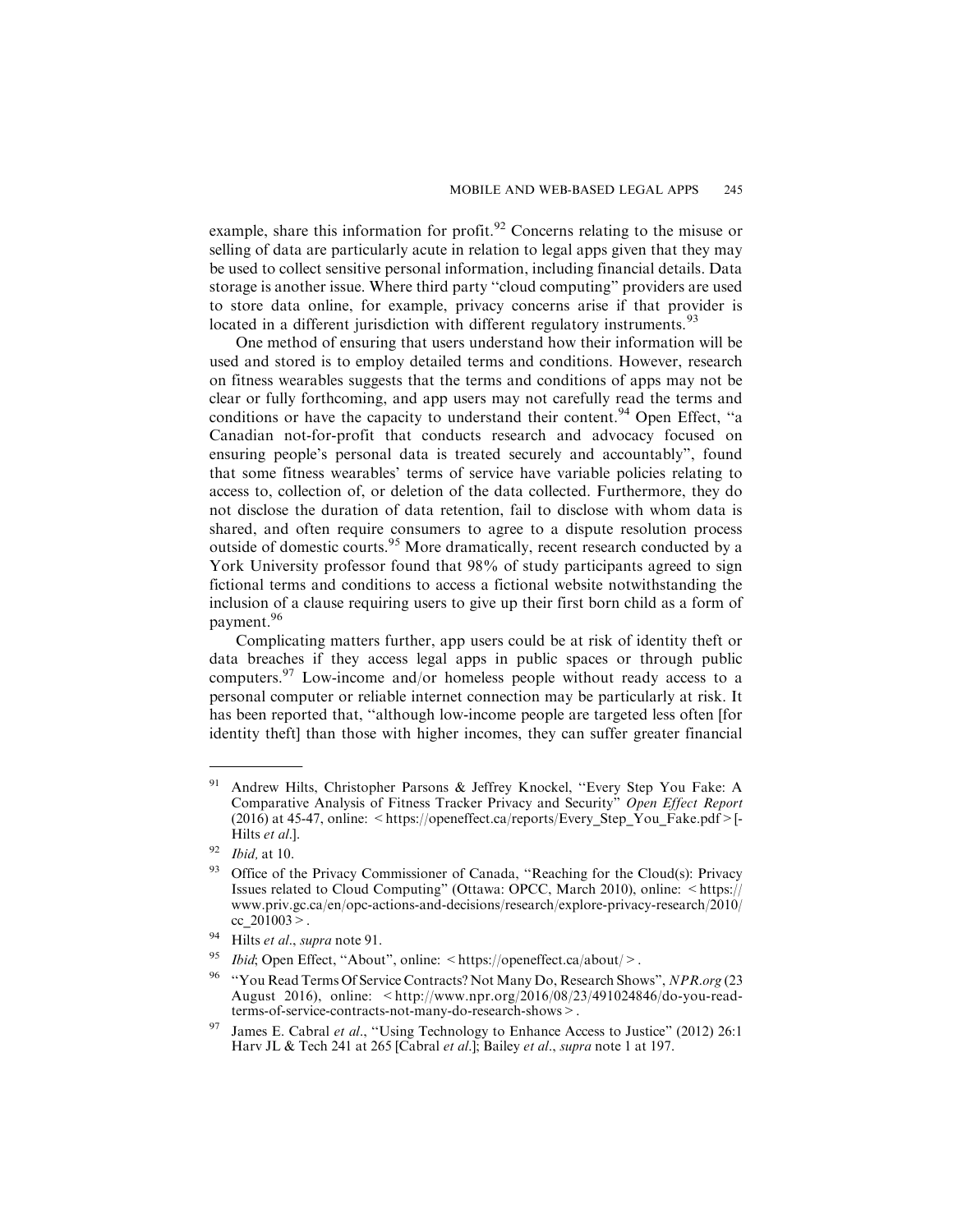example, share this information for profit.[92] Concerns relating to the misuse or selling of data are particularly acute in relation to legal apps given that they may be used to collect sensitive personal information, including financial details. Data storage is another issue. Where third party "cloud computing" providers are used to store data online, for example, privacy concerns arise if that provider is located in a different jurisdiction with different regulatory instruments.[93]

One method of ensuring that users understand how their information will be used and stored is to employ detailed terms and conditions. However, research on fitness wearables suggests that the terms and conditions of apps may not be clear or fully forthcoming, and app users may not carefully read the terms and conditions or have the capacity to understand their content.[94] Open Effect, "a Canadian not-for-profit that conducts research and advocacy focused on ensuring people's personal data is treated securely and accountably", found that some fitness wearables' terms of service have variable policies relating to access to, collection of, or deletion of the data collected. Furthermore, they do not disclose the duration of data retention, fail to disclose with whom data is shared, and often require consumers to agree to a dispute resolution process outside of domestic courts.[95] More dramatically, recent research conducted by a York University professor found that 98% of study participants agreed to sign fictional terms and conditions to access a fictional website notwithstanding the inclusion of a clause requiring users to give up their first born child as a form of payment.[96]

Complicating matters further, app users could be at risk of identity theft or data breaches if they access legal apps in public spaces or through public computers.[97] Low-income and/or homeless people without ready access to a personal computer or reliable internet connection may be particularly at risk. It has been reported that, "although low-income people are targeted less often [for identity theft] than those with higher incomes, they can suffer greater financial

---

[91] Andrew Hilts, Christopher Parsons & Jeffrey Knockel, "Every Step You Fake: A Comparative Analysis of Fitness Tracker Privacy and Security" *Open Effect Report* (2016) at 45-47, online: <https://openeffect.ca/reports/Every_Step_You_Fake.pdf>[-Hilts *et al*.].

[92] *Ibid*, at 10.

[93] Office of the Privacy Commissioner of Canada, "Reaching for the Cloud(s): Privacy Issues related to Cloud Computing" (Ottawa: OPCC, March 2010), online: <https://www.priv.gc.ca/en/opc-actions-and-decisions/research/explore-privacy-research/2010/cc_201003>.

[94] Hilts *et al*., *supra* note 91.

[95] *Ibid*; Open Effect, "About", online: <https://openeffect.ca/about/>.

[96] "You Read Terms Of Service Contracts? Not Many Do, Research Shows", *NPR.org* (23 August 2016), online: <http://www.npr.org/2016/08/23/491024846/do-you-read-terms-of-service-contracts-not-many-do-research-shows>.

[97] James E. Cabral *et al*., "Using Technology to Enhance Access to Justice" (2012) 26:1 Harv JL & Tech 241 at 265 [Cabral *et al*.]; Bailey *et al*., *supra* note 1 at 197.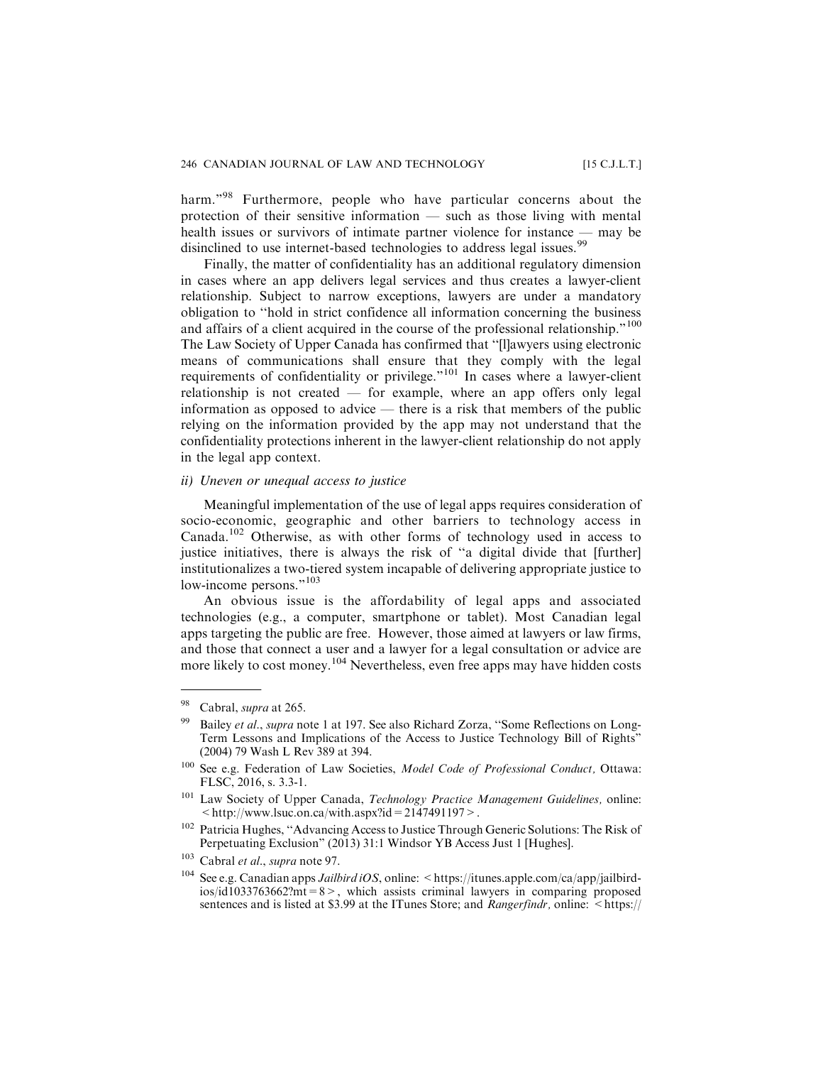harm."[98] Furthermore, people who have particular concerns about the protection of their sensitive information — such as those living with mental health issues or survivors of intimate partner violence for instance — may be disinclined to use internet-based technologies to address legal issues.[99]

Finally, the matter of confidentiality has an additional regulatory dimension in cases where an app delivers legal services and thus creates a lawyer-client relationship. Subject to narrow exceptions, lawyers are under a mandatory obligation to "hold in strict confidence all information concerning the business and affairs of a client acquired in the course of the professional relationship."[100] The Law Society of Upper Canada has confirmed that "[l]awyers using electronic means of communications shall ensure that they comply with the legal requirements of confidentiality or privilege."[101] In cases where a lawyer-client relationship is not created — for example, where an app offers only legal information as opposed to advice — there is a risk that members of the public relying on the information provided by the app may not understand that the confidentiality protections inherent in the lawyer-client relationship do not apply in the legal app context.

*ii) Uneven or unequal access to justice*

Meaningful implementation of the use of legal apps requires consideration of socio-economic, geographic and other barriers to technology access in Canada.[102] Otherwise, as with other forms of technology used in access to justice initiatives, there is always the risk of "a digital divide that [further] institutionalizes a two-tiered system incapable of delivering appropriate justice to low-income persons."[103]

An obvious issue is the affordability of legal apps and associated technologies (e.g., a computer, smartphone or tablet). Most Canadian legal apps targeting the public are free. However, those aimed at lawyers or law firms, and those that connect a user and a lawyer for a legal consultation or advice are more likely to cost money.[104] Nevertheless, even free apps may have hidden costs

---

[98] Cabral, *supra* at 265.

[99] Bailey *et al.*, *supra* note 1 at 197. See also Richard Zorza, "Some Reflections on Long-Term Lessons and Implications of the Access to Justice Technology Bill of Rights" (2004) 79 Wash L Rev 389 at 394.

[100] See e.g. Federation of Law Societies, *Model Code of Professional Conduct,* Ottawa: FLSC, 2016, s. 3.3-1.

[101] Law Society of Upper Canada, *Technology Practice Management Guidelines,* online: < http://www.lsuc.on.ca/with.aspx?id = 2147491197 >.

[102] Patricia Hughes, "Advancing Access to Justice Through Generic Solutions: The Risk of Perpetuating Exclusion" (2013) 31:1 Windsor YB Access Just 1 [Hughes].

[103] Cabral *et al.*, *supra* note 97.

[104] See e.g. Canadian apps *Jailbird iOS*, online: < https://itunes.apple.com/ca/app/jailbird-ios/id1033763662?mt = 8 >, which assists criminal lawyers in comparing proposed sentences and is listed at $3.99 at the ITunes Store; and *Rangerfindr,* online: < https://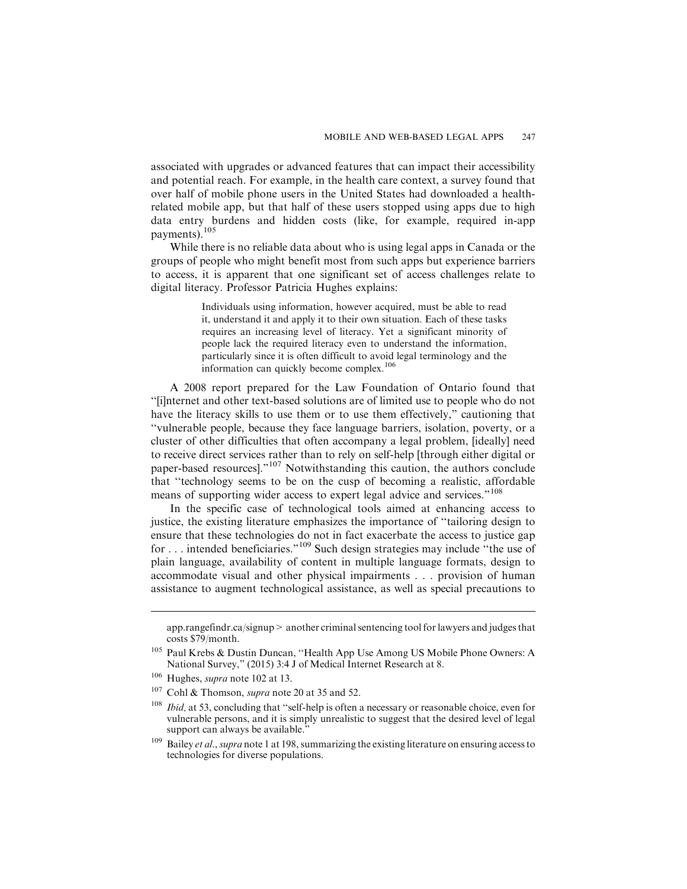associated with upgrades or advanced features that can impact their accessibility and potential reach. For example, in the health care context, a survey found that over half of mobile phone users in the United States had downloaded a health-related mobile app, but that half of these users stopped using apps due to high data entry burdens and hidden costs (like, for example, required in-app payments).[105]

While there is no reliable data about who is using legal apps in Canada or the groups of people who might benefit most from such apps but experience barriers to access, it is apparent that one significant set of access challenges relate to digital literacy. Professor Patricia Hughes explains:

> Individuals using information, however acquired, must be able to read it, understand it and apply it to their own situation. Each of these tasks requires an increasing level of literacy. Yet a significant minority of people lack the required literacy even to understand the information, particularly since it is often difficult to avoid legal terminology and the information can quickly become complex.[106]

A 2008 report prepared for the Law Foundation of Ontario found that "[i]nternet and other text-based solutions are of limited use to people who do not have the literacy skills to use them or to use them effectively," cautioning that "vulnerable people, because they face language barriers, isolation, poverty, or a cluster of other difficulties that often accompany a legal problem, [ideally] need to receive direct services rather than to rely on self-help [through either digital or paper-based resources]."[107] Notwithstanding this caution, the authors conclude that "technology seems to be on the cusp of becoming a realistic, affordable means of supporting wider access to expert legal advice and services."[108]

In the specific case of technological tools aimed at enhancing access to justice, the existing literature emphasizes the importance of "tailoring design to ensure that these technologies do not in fact exacerbate the access to justice gap for . . . intended beneficiaries."[109] Such design strategies may include "the use of plain language, availability of content in multiple language formats, design to accommodate visual and other physical impairments . . . provision of human assistance to augment technological assistance, as well as special precautions to

---

app.rangefindr.ca/signup > another criminal sentencing tool for lawyers and judges that costs $79/month.

[105] Paul Krebs & Dustin Duncan, "Health App Use Among US Mobile Phone Owners: A National Survey," (2015) 3:4 J of Medical Internet Research at 8.

[106] Hughes, *supra* note 102 at 13.

[107] Cohl & Thomson, *supra* note 20 at 35 and 52.

[108] *Ibid,* at 53, concluding that "self-help is often a necessary or reasonable choice, even for vulnerable persons, and it is simply unrealistic to suggest that the desired level of legal support can always be available."

[109] Bailey *et al.*, *supra* note 1 at 198, summarizing the existing literature on ensuring access to technologies for diverse populations.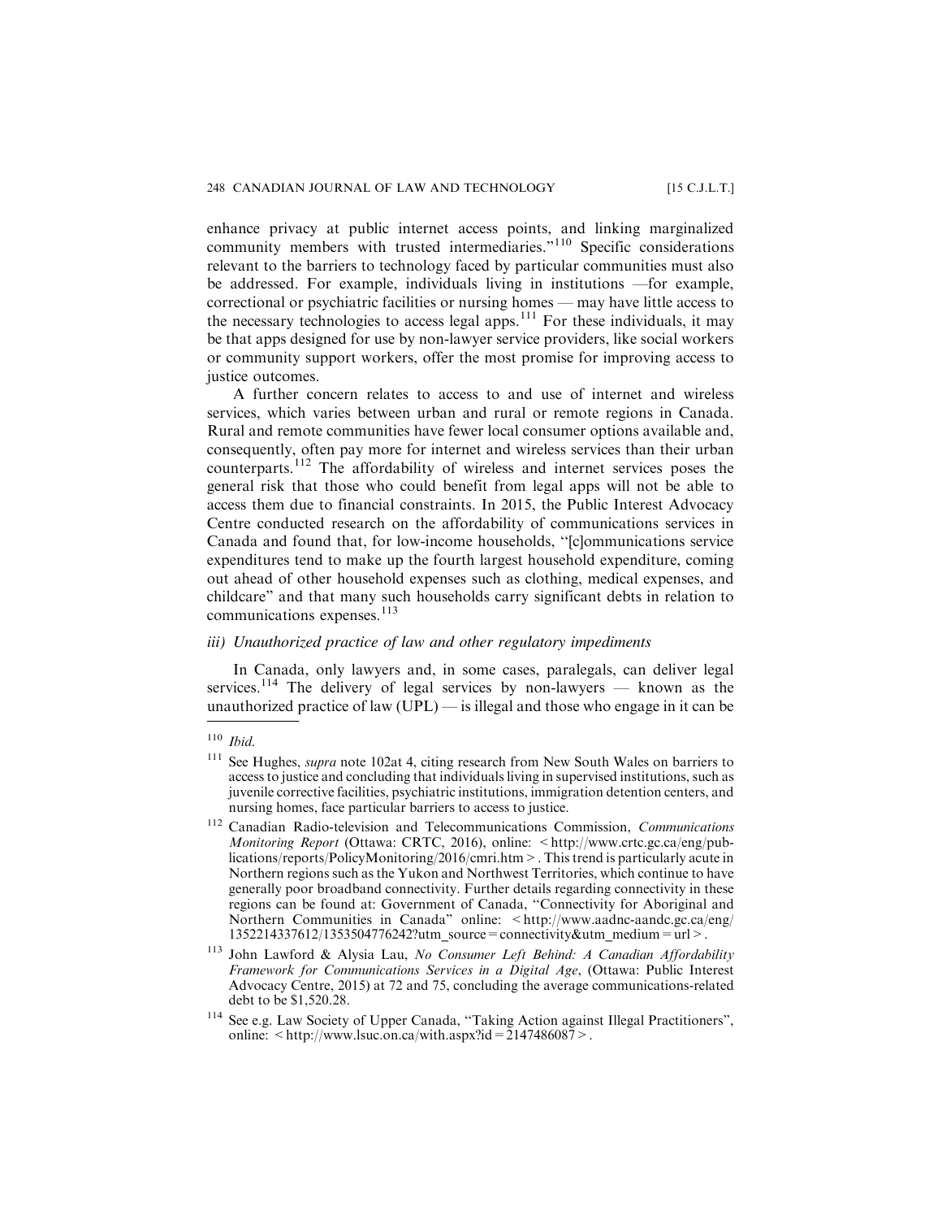enhance privacy at public internet access points, and linking marginalized community members with trusted intermediaries."[110] Specific considerations relevant to the barriers to technology faced by particular communities must also be addressed. For example, individuals living in institutions —for example, correctional or psychiatric facilities or nursing homes — may have little access to the necessary technologies to access legal apps.[111] For these individuals, it may be that apps designed for use by non-lawyer service providers, like social workers or community support workers, offer the most promise for improving access to justice outcomes.

A further concern relates to access to and use of internet and wireless services, which varies between urban and rural or remote regions in Canada. Rural and remote communities have fewer local consumer options available and, consequently, often pay more for internet and wireless services than their urban counterparts.[112] The affordability of wireless and internet services poses the general risk that those who could benefit from legal apps will not be able to access them due to financial constraints. In 2015, the Public Interest Advocacy Centre conducted research on the affordability of communications services in Canada and found that, for low-income households, "[c]ommunications service expenditures tend to make up the fourth largest household expenditure, coming out ahead of other household expenses such as clothing, medical expenses, and childcare" and that many such households carry significant debts in relation to communications expenses.[113]

*iii) Unauthorized practice of law and other regulatory impediments*

In Canada, only lawyers and, in some cases, paralegals, can deliver legal services.[114] The delivery of legal services by non-lawyers — known as the unauthorized practice of law (UPL) — is illegal and those who engage in it can be

---

[110] *Ibid.*

[111] See Hughes, *supra* note 102at 4, citing research from New South Wales on barriers to access to justice and concluding that individuals living in supervised institutions, such as juvenile corrective facilities, psychiatric institutions, immigration detention centers, and nursing homes, face particular barriers to access to justice.

[112] Canadian Radio-television and Telecommunications Commission, *Communications Monitoring Report* (Ottawa: CRTC, 2016), online: < http://www.crtc.gc.ca/eng/publications/reports/PolicyMonitoring/2016/cmri.htm >. This trend is particularly acute in Northern regions such as the Yukon and Northwest Territories, which continue to have generally poor broadband connectivity. Further details regarding connectivity in these regions can be found at: Government of Canada, "Connectivity for Aboriginal and Northern Communities in Canada" online: < http://www.aadnc-aandc.gc.ca/eng/1352214337612/1353504776242?utm_source = connectivity&utm_medium = url >.

[113] John Lawford & Alysia Lau, *No Consumer Left Behind: A Canadian Affordability Framework for Communications Services in a Digital Age*, (Ottawa: Public Interest Advocacy Centre, 2015) at 72 and 75, concluding the average communications-related debt to be $1,520.28.

[114] See e.g. Law Society of Upper Canada, "Taking Action against Illegal Practitioners", online: < http://www.lsuc.on.ca/with.aspx?id = 2147486087 >.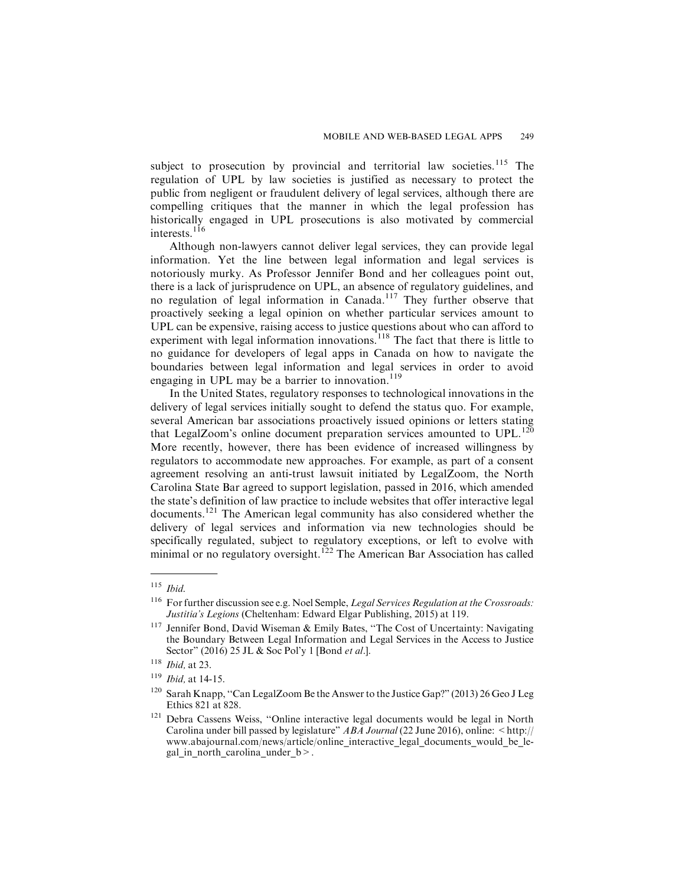subject to prosecution by provincial and territorial law societies.[115] The regulation of UPL by law societies is justified as necessary to protect the public from negligent or fraudulent delivery of legal services, although there are compelling critiques that the manner in which the legal profession has historically engaged in UPL prosecutions is also motivated by commercial interests.[116]

Although non-lawyers cannot deliver legal services, they can provide legal information. Yet the line between legal information and legal services is notoriously murky. As Professor Jennifer Bond and her colleagues point out, there is a lack of jurisprudence on UPL, an absence of regulatory guidelines, and no regulation of legal information in Canada.[117] They further observe that proactively seeking a legal opinion on whether particular services amount to UPL can be expensive, raising access to justice questions about who can afford to experiment with legal information innovations.[118] The fact that there is little to no guidance for developers of legal apps in Canada on how to navigate the boundaries between legal information and legal services in order to avoid engaging in UPL may be a barrier to innovation.[119]

In the United States, regulatory responses to technological innovations in the delivery of legal services initially sought to defend the status quo. For example, several American bar associations proactively issued opinions or letters stating that LegalZoom's online document preparation services amounted to UPL.[120] More recently, however, there has been evidence of increased willingness by regulators to accommodate new approaches. For example, as part of a consent agreement resolving an anti-trust lawsuit initiated by LegalZoom, the North Carolina State Bar agreed to support legislation, passed in 2016, which amended the state's definition of law practice to include websites that offer interactive legal documents.[121] The American legal community has also considered whether the delivery of legal services and information via new technologies should be specifically regulated, subject to regulatory exceptions, or left to evolve with minimal or no regulatory oversight.[122] The American Bar Association has called

---

[115] *Ibid.*

[116] For further discussion see e.g. Noel Semple, *Legal Services Regulation at the Crossroads: Justitia's Legions* (Cheltenham: Edward Elgar Publishing, 2015) at 119.

[117] Jennifer Bond, David Wiseman & Emily Bates, "The Cost of Uncertainty: Navigating the Boundary Between Legal Information and Legal Services in the Access to Justice Sector" (2016) 25 JL & Soc Pol'y 1 [Bond *et al*.].

[118] *Ibid,* at 23.

[119] *Ibid,* at 14-15.

[120] Sarah Knapp, "Can LegalZoom Be the Answer to the Justice Gap?" (2013) 26 Geo J Leg Ethics 821 at 828.

[121] Debra Cassens Weiss, "Online interactive legal documents would be legal in North Carolina under bill passed by legislature" *ABA Journal* (22 June 2016), online: < http://www.abajournal.com/news/article/online_interactive_legal_documents_would_be_legal_in_north_carolina_under_b >.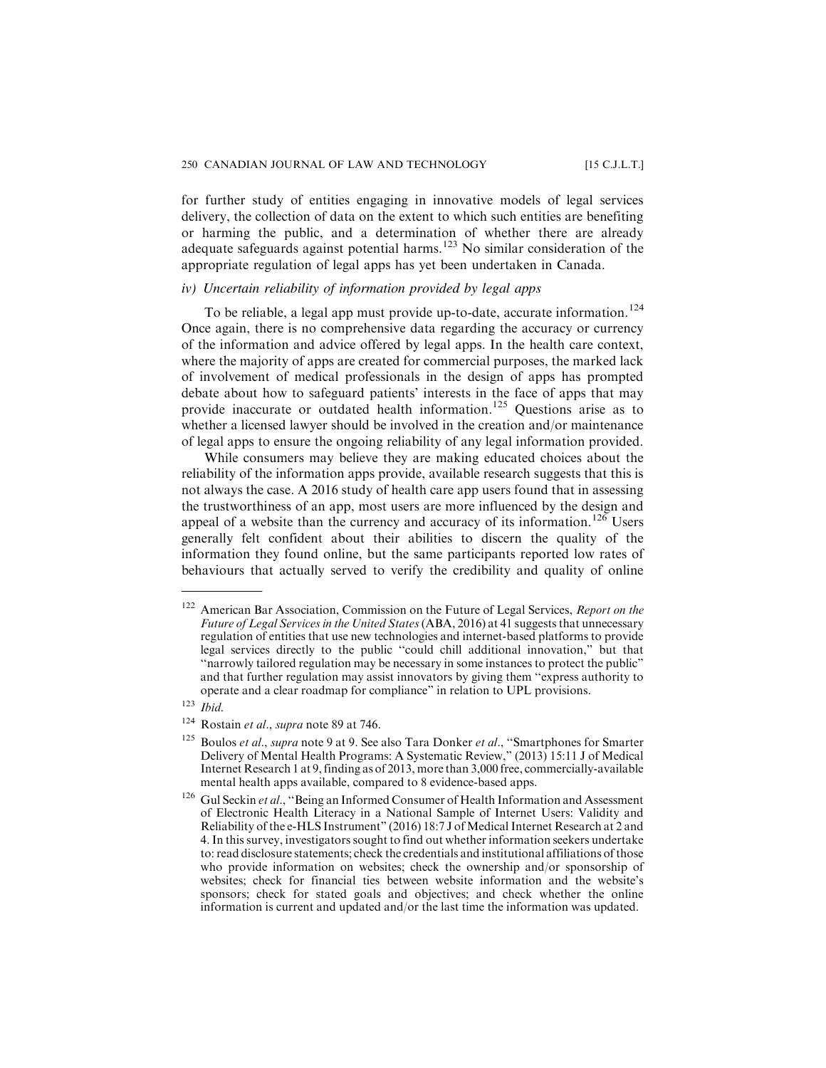for further study of entities engaging in innovative models of legal services delivery, the collection of data on the extent to which such entities are benefiting or harming the public, and a determination of whether there are already adequate safeguards against potential harms.[123] No similar consideration of the appropriate regulation of legal apps has yet been undertaken in Canada.

*iv) Uncertain reliability of information provided by legal apps*

To be reliable, a legal app must provide up-to-date, accurate information.[124] Once again, there is no comprehensive data regarding the accuracy or currency of the information and advice offered by legal apps. In the health care context, where the majority of apps are created for commercial purposes, the marked lack of involvement of medical professionals in the design of apps has prompted debate about how to safeguard patients' interests in the face of apps that may provide inaccurate or outdated health information.[125] Questions arise as to whether a licensed lawyer should be involved in the creation and/or maintenance of legal apps to ensure the ongoing reliability of any legal information provided.

While consumers may believe they are making educated choices about the reliability of the information apps provide, available research suggests that this is not always the case. A 2016 study of health care app users found that in assessing the trustworthiness of an app, most users are more influenced by the design and appeal of a website than the currency and accuracy of its information.[126] Users generally felt confident about their abilities to discern the quality of the information they found online, but the same participants reported low rates of behaviours that actually served to verify the credibility and quality of online

---

[122] American Bar Association, Commission on the Future of Legal Services, *Report on the Future of Legal Services in the United States* (ABA, 2016) at 41 suggests that unnecessary regulation of entities that use new technologies and internet-based platforms to provide legal services directly to the public "could chill additional innovation," but that "narrowly tailored regulation may be necessary in some instances to protect the public" and that further regulation may assist innovators by giving them "express authority to operate and a clear roadmap for compliance" in relation to UPL provisions.

[123] *Ibid.*

[124] Rostain *et al.*, *supra* note 89 at 746.

[125] Boulos *et al.*, *supra* note 9 at 9. See also Tara Donker *et al.*, "Smartphones for Smarter Delivery of Mental Health Programs: A Systematic Review," (2013) 15:11 J of Medical Internet Research 1 at 9, finding as of 2013, more than 3,000 free, commercially-available mental health apps available, compared to 8 evidence-based apps.

[126] Gul Seckin *et al.*, "Being an Informed Consumer of Health Information and Assessment of Electronic Health Literacy in a National Sample of Internet Users: Validity and Reliability of the e-HLS Instrument" (2016) 18:7 J of Medical Internet Research at 2 and 4. In this survey, investigators sought to find out whether information seekers undertake to: read disclosure statements; check the credentials and institutional affiliations of those who provide information on websites; check the ownership and/or sponsorship of websites; check for financial ties between website information and the website's sponsors; check for stated goals and objectives; and check whether the online information is current and updated and/or the last time the information was updated.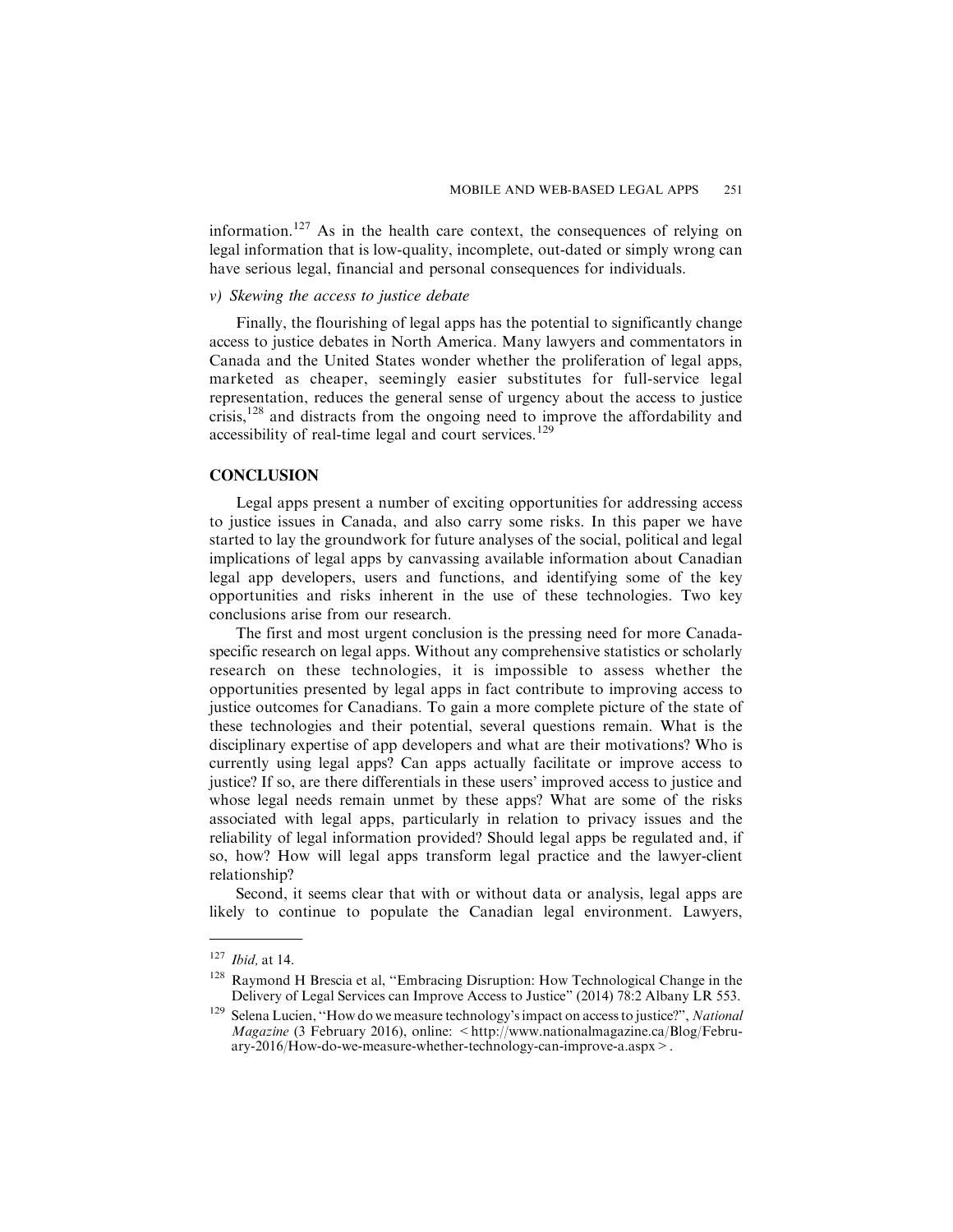information.[127] As in the health care context, the consequences of relying on legal information that is low-quality, incomplete, out-dated or simply wrong can have serious legal, financial and personal consequences for individuals.

*v) Skewing the access to justice debate*

Finally, the flourishing of legal apps has the potential to significantly change access to justice debates in North America. Many lawyers and commentators in Canada and the United States wonder whether the proliferation of legal apps, marketed as cheaper, seemingly easier substitutes for full-service legal representation, reduces the general sense of urgency about the access to justice crisis,[128] and distracts from the ongoing need to improve the affordability and accessibility of real-time legal and court services.[129]

## CONCLUSION

Legal apps present a number of exciting opportunities for addressing access to justice issues in Canada, and also carry some risks. In this paper we have started to lay the groundwork for future analyses of the social, political and legal implications of legal apps by canvassing available information about Canadian legal app developers, users and functions, and identifying some of the key opportunities and risks inherent in the use of these technologies. Two key conclusions arise from our research.

The first and most urgent conclusion is the pressing need for more Canada-specific research on legal apps. Without any comprehensive statistics or scholarly research on these technologies, it is impossible to assess whether the opportunities presented by legal apps in fact contribute to improving access to justice outcomes for Canadians. To gain a more complete picture of the state of these technologies and their potential, several questions remain. What is the disciplinary expertise of app developers and what are their motivations? Who is currently using legal apps? Can apps actually facilitate or improve access to justice? If so, are there differentials in these users' improved access to justice and whose legal needs remain unmet by these apps? What are some of the risks associated with legal apps, particularly in relation to privacy issues and the reliability of legal information provided? Should legal apps be regulated and, if so, how? How will legal apps transform legal practice and the lawyer-client relationship?

Second, it seems clear that with or without data or analysis, legal apps are likely to continue to populate the Canadian legal environment. Lawyers,

---

[127] *Ibid,* at 14.

[128] Raymond H Brescia et al, "Embracing Disruption: How Technological Change in the Delivery of Legal Services can Improve Access to Justice" (2014) 78:2 Albany LR 553.

[129] Selena Lucien, "How do we measure technology's impact on access to justice?", *National Magazine* (3 February 2016), online: < http://www.nationalmagazine.ca/Blog/February-2016/How-do-we-measure-whether-technology-can-improve-a.aspx > .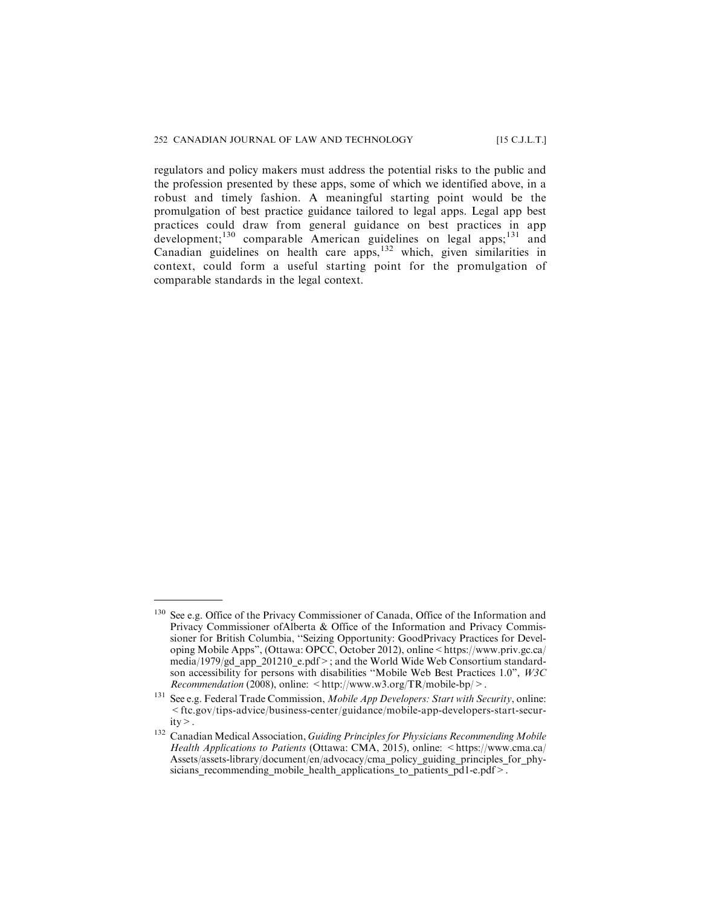regulators and policy makers must address the potential risks to the public and the profession presented by these apps, some of which we identified above, in a robust and timely fashion. A meaningful starting point would be the promulgation of best practice guidance tailored to legal apps. Legal app best practices could draw from general guidance on best practices in app development;[130] comparable American guidelines on legal apps;[131] and Canadian guidelines on health care apps,[132] which, given similarities in context, could form a useful starting point for the promulgation of comparable standards in the legal context.

---

[130] See e.g. Office of the Privacy Commissioner of Canada, Office of the Information and Privacy Commissioner ofAlberta & Office of the Information and Privacy Commissioner for British Columbia, "Seizing Opportunity: GoodPrivacy Practices for Developing Mobile Apps", (Ottawa: OPCC, October 2012), online < https://www.priv.gc.ca/media/1979/gd_app_201210_e.pdf >; and the World Wide Web Consortium standardson accessibility for persons with disabilities "Mobile Web Best Practices 1.0", *W3C Recommendation* (2008), online: < http://www.w3.org/TR/mobile-bp/ >.

[131] See e.g. Federal Trade Commission, *Mobile App Developers: Start with Security*, online: < ftc.gov/tips-advice/business-center/guidance/mobile-app-developers-start-security >.

[132] Canadian Medical Association, *Guiding Principles for Physicians Recommending Mobile Health Applications to Patients* (Ottawa: CMA, 2015), online: < https://www.cma.ca/Assets/assets-library/document/en/advocacy/cma_policy_guiding_principles_for_physicians_recommending_mobile_health_applications_to_patients_pd1-e.pdf >.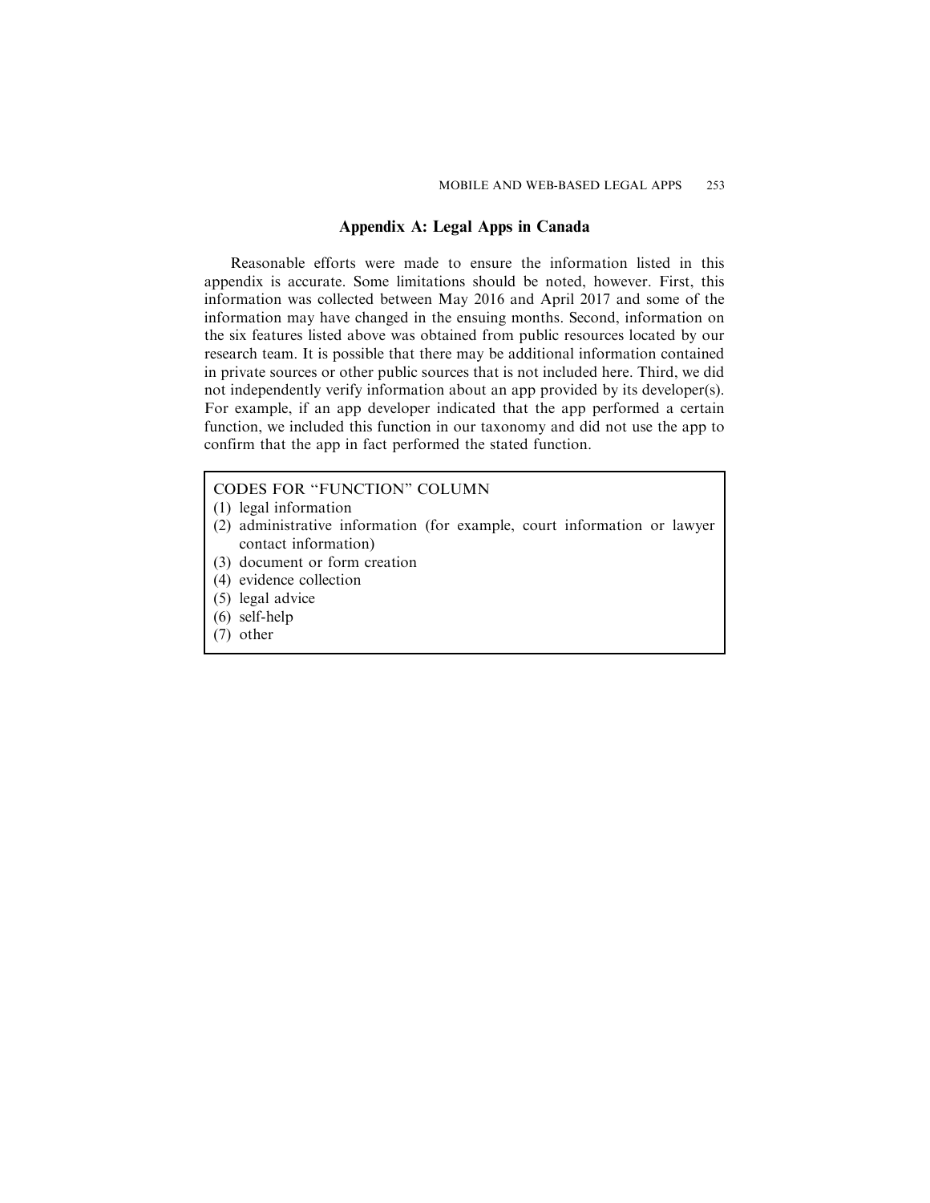## Appendix A: Legal Apps in Canada

Reasonable efforts were made to ensure the information listed in this appendix is accurate. Some limitations should be noted, however. First, this information was collected between May 2016 and April 2017 and some of the information may have changed in the ensuing months. Second, information on the six features listed above was obtained from public resources located by our research team. It is possible that there may be additional information contained in private sources or other public sources that is not included here. Third, we did not independently verify information about an app provided by its developer(s). For example, if an app developer indicated that the app performed a certain function, we included this function in our taxonomy and did not use the app to confirm that the app in fact performed the stated function.

CODES FOR "FUNCTION" COLUMN

(1) legal information
(2) administrative information (for example, court information or lawyer contact information)
(3) document or form creation
(4) evidence collection
(5) legal advice
(6) self-help
(7) other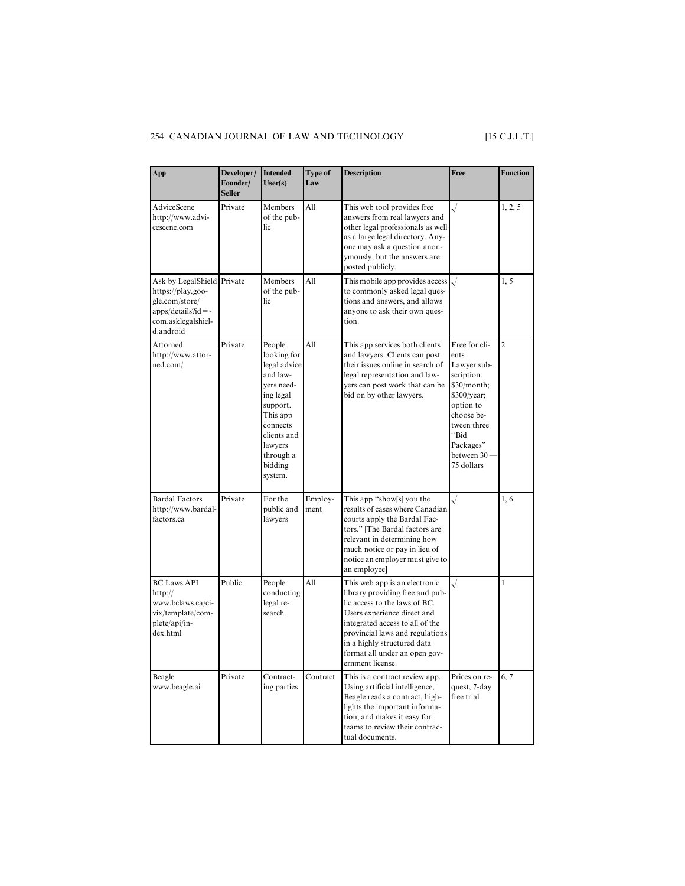| App | Developer/ Founder/ Seller | Intended User(s) | Type of Law | Description | Free | Function |
|---|---|---|---|---|---|---|
| AdviceScene http://www.advicescene.com | Private | Members of the public | All | This web tool provides free answers from real lawyers and other legal professionals as well as a large legal directory. Anyone may ask a question anonymously, but the answers are posted publicly. | √ | 1, 2, 5 |
| Ask by LegalShield https://play.google.com/store/apps/details?id=com.asklegalshield.android | Private | Members of the public | All | This mobile app provides access to commonly asked legal questions and answers, and allows anyone to ask their own question. | √ | 1, 5 |
| Attorned http://www.attorned.com/ | Private | People looking for legal advice and lawyers needing legal support. This app connects clients and lawyers through a bidding system. | All | This app services both clients and lawyers. Clients can post their issues online in search of legal representation and lawyers can post work that can be bid on by other lawyers. | Free for clients Lawyer subscription: $30/month; $300/year; option to choose between three "Bid Packages" between 30 — 75 dollars | 2 |
| Bardal Factors http://www.bardalfactors.ca | Private | For the public and lawyers | Employment | This app "show[s] you the results of cases where Canadian courts apply the Bardal Factors." [The Bardal factors are relevant in determining how much notice or pay in lieu of notice an employer must give to an employee] | √ | 1, 6 |
| BC Laws API http://www.bclaws.ca/civix/template/complete/api/index.html | Public | People conducting legal research | All | This web app is an electronic library providing free and public access to the laws of BC. Users experience direct and integrated access to all of the provincial laws and regulations in a highly structured data format all under an open government license. | √ | 1 |
| Beagle www.beagle.ai | Private | Contracting parties | Contract | This is a contract review app. Using artificial intelligence, Beagle reads a contract, highlights the important information, and makes it easy for teams to review their contractual documents. | Prices on request, 7-day free trial | 6, 7 |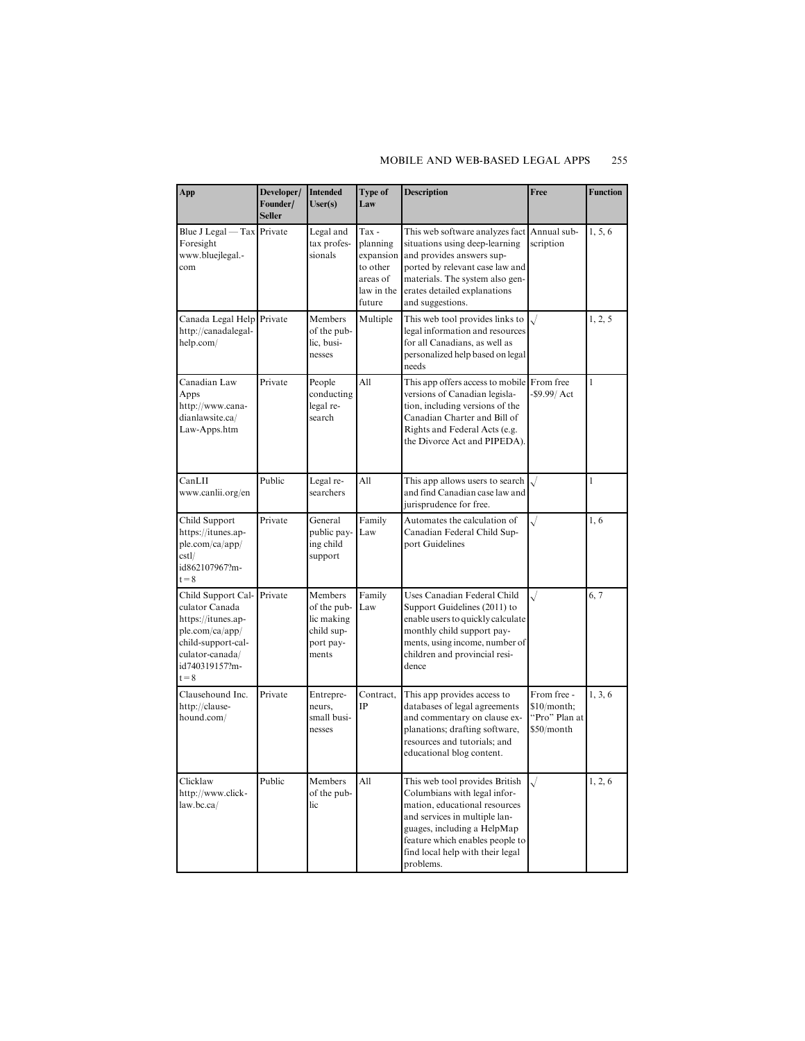| App | Developer/ Founder/ Seller | Intended User(s) | Type of Law | Description | Free | Function |
|---|---|---|---|---|---|---|
| Blue J Legal — Tax Foresight www.bluejlegal.com | Private | Legal and tax professionals | Tax - planning expansion to other areas of law in the future | This web software analyzes fact situations using deep-learning and provides answers supported by relevant case law and materials. The system also generates detailed explanations and suggestions. | Annual subscription | 1, 5, 6 |
| Canada Legal Help http://canadalegalhelp.com/ | Private | Members of the public, businesses | Multiple | This web tool provides links to legal information and resources for all Canadians, as well as personalized help based on legal needs | √ | 1, 2, 5 |
| Canadian Law Apps http://www.canadianlawsite.ca/Law-Apps.htm | Private | People conducting legal research | All | This app offers access to mobile versions of Canadian legislation, including versions of the Canadian Charter and Bill of Rights and Federal Acts (e.g. the Divorce Act and PIPEDA). | From free -$9.99/ Act | 1 |
| CanLII www.canlii.org/en | Public | Legal researchers | All | This app allows users to search and find Canadian case law and jurisprudence for free. | √ | 1 |
| Child Support https://itunes.apple.com/ca/app/cstl/id862107967?mt=8 | Private | General public paying child support | Family Law | Automates the calculation of Canadian Federal Child Support Guidelines | √ | 1, 6 |
| Child Support Calculator Canada https://itunes.apple.com/ca/app/child-support-calculator-canada/id740319157?mt=8 | Private | Members of the public making child support payments | Family Law | Uses Canadian Federal Child Support Guidelines (2011) to enable users to quickly calculate monthly child support payments, using income, number of children and provincial residence | √ | 6, 7 |
| Clausehound Inc. http://clausehound.com/ | Private | Entrepreneurs, small businesses | Contract, IP | This app provides access to databases of legal agreements and commentary on clause explanations; drafting software, resources and tutorials; and educational blog content. | From free - $10/month; "Pro" Plan at $50/month | 1, 3, 6 |
| Clicklaw http://www.clicklaw.bc.ca/ | Public | Members of the public | All | This web tool provides British Columbians with legal information, educational resources and services in multiple languages, including a HelpMap feature which enables people to find local help with their legal problems. | √ | 1, 2, 6 |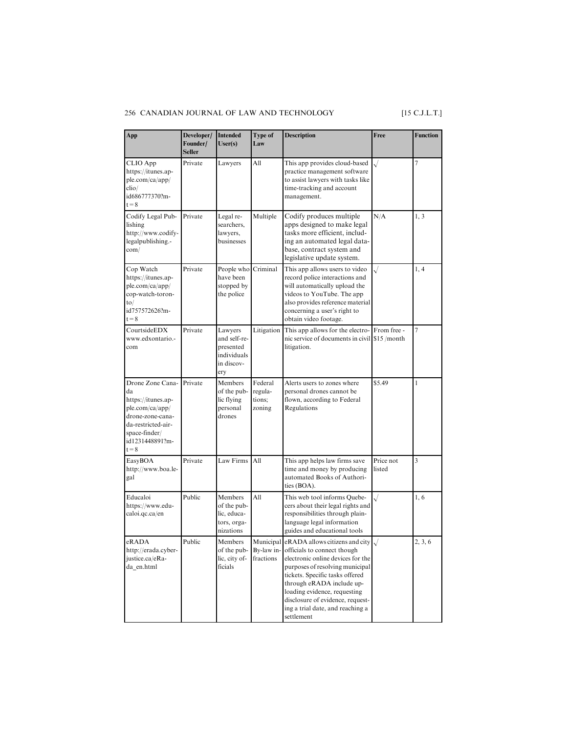| App | Developer/ Founder/ Seller | Intended User(s) | Type of Law | Description | Free | Function |
|---|---|---|---|---|---|---|
| CLIO App https://itunes.apple.com/ca/app/clio/id686777370?mt=8 | Private | Lawyers | All | This app provides cloud-based practice management software to assist lawyers with tasks like time-tracking and account management. | √ | 7 |
| Codify Legal Publishing http://www.codifylegalpublishing.com/ | Private | Legal researchers, lawyers, businesses | Multiple | Codify produces multiple apps designed to make legal tasks more efficient, including an automated legal database, contract system and legislative update system. | N/A | 1, 3 |
| Cop Watch https://itunes.apple.com/ca/app/cop-watch-toronto/id757572626?mt=8 | Private | People who have been stopped by the police | Criminal | This app allows users to video record police interactions and will automatically upload the videos to YouTube. The app also provides reference material concerning a user's right to obtain video footage. | √ | 1, 4 |
| CourtsideEDX www.edxontario.com | Private | Lawyers and self-represented individuals in discovery | Litigation | This app allows for the electronic service of documents in civil litigation. | From free - $15 /month | 7 |
| Drone Zone Canada https://itunes.apple.com/ca/app/drone-zone-canada-restricted-airspace-finder/id1231448891?mt=8 | Private | Members of the public flying personal drones | Federal regulations; zoning | Alerts users to zones where personal drones cannot be flown, according to Federal Regulations | $5.49 | 1 |
| EasyBOA http://www.boa.legal | Private | Law Firms | All | This app helps law firms save time and money by producing automated Books of Authorities (BOA). | Price not listed | 3 |
| Educaloi https://www.educaloi.qc.ca/en | Public | Members of the public, educators, organizations | All | This web tool informs Quebecers about their legal rights and responsibilities through plain-language legal information guides and educational tools | √ | 1, 6 |
| eRADA http://erada.cyberjustice.ca/eRada_en.html | Public | Members of the public, city officials | Municipal By-law infractions | eRADA allows citizens and city officials to connect though electronic online devices for the purposes of resolving municipal tickets. Specific tasks offered through eRADA include uploading evidence, requesting disclosure of evidence, requesting a trial date, and reaching a settlement | √ | 2, 3, 6 |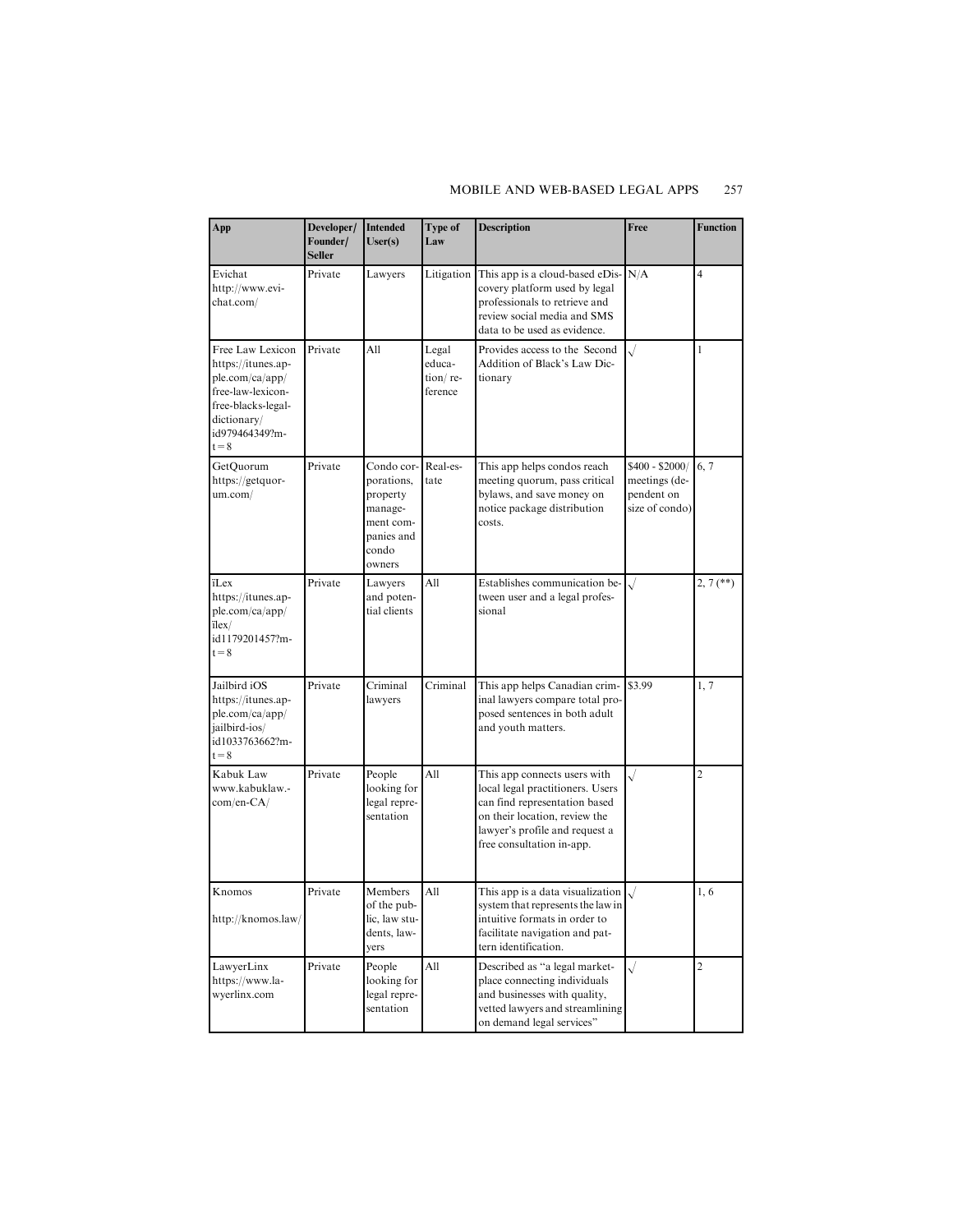| App | Developer/ Founder/ Seller | Intended User(s) | Type of Law | Description | Free | Function |
|---|---|---|---|---|---|---|
| Evichat http://www.evichat.com/ | Private | Lawyers | Litigation | This app is a cloud-based eDiscovery platform used by legal professionals to retrieve and review social media and SMS data to be used as evidence. | N/A | 4 |
| Free Law Lexicon https://itunes.apple.com/ca/app/free-law-lexicon-free-blacks-legal-dictionary/id979464349?mt=8 | Private | All | Legal education/ reference | Provides access to the Second Addition of Black's Law Dictionary | √ | 1 |
| GetQuorum https://getquorum.com/ | Private | Condo corporations, property management companies and condo owners | Real-estate | This app helps condos reach meeting quorum, pass critical bylaws, and save money on notice package distribution costs. | $400 - $2000/ meetings (dependent on size of condo) | 6, 7 |
| īLex https://itunes.apple.com/ca/app/īlex/id1179201457?mt=8 | Private | Lawyers and potential clients | All | Establishes communication between user and a legal professional | √ | 2, 7 (**) |
| Jailbird iOS https://itunes.apple.com/ca/app/jailbird-ios/id1033763662?mt=8 | Private | Criminal lawyers | Criminal | This app helps Canadian criminal lawyers compare total proposed sentences in both adult and youth matters. | $3.99 | 1, 7 |
| Kabuk Law www.kabuklaw.com/en-CA/ | Private | People looking for legal representation | All | This app connects users with local legal practitioners. Users can find representation based on their location, review the lawyer's profile and request a free consultation in-app. | √ | 2 |
| Knomos http://knomos.law/ | Private | Members of the public, law students, lawyers | All | This app is a data visualization system that represents the law in intuitive formats in order to facilitate navigation and pattern identification. | √ | 1, 6 |
| LawyerLinx https://www.lawyerlinx.com | Private | People looking for legal representation | All | Described as "a legal marketplace connecting individuals and businesses with quality, vetted lawyers and streamlining on demand legal services" | √ | 2 |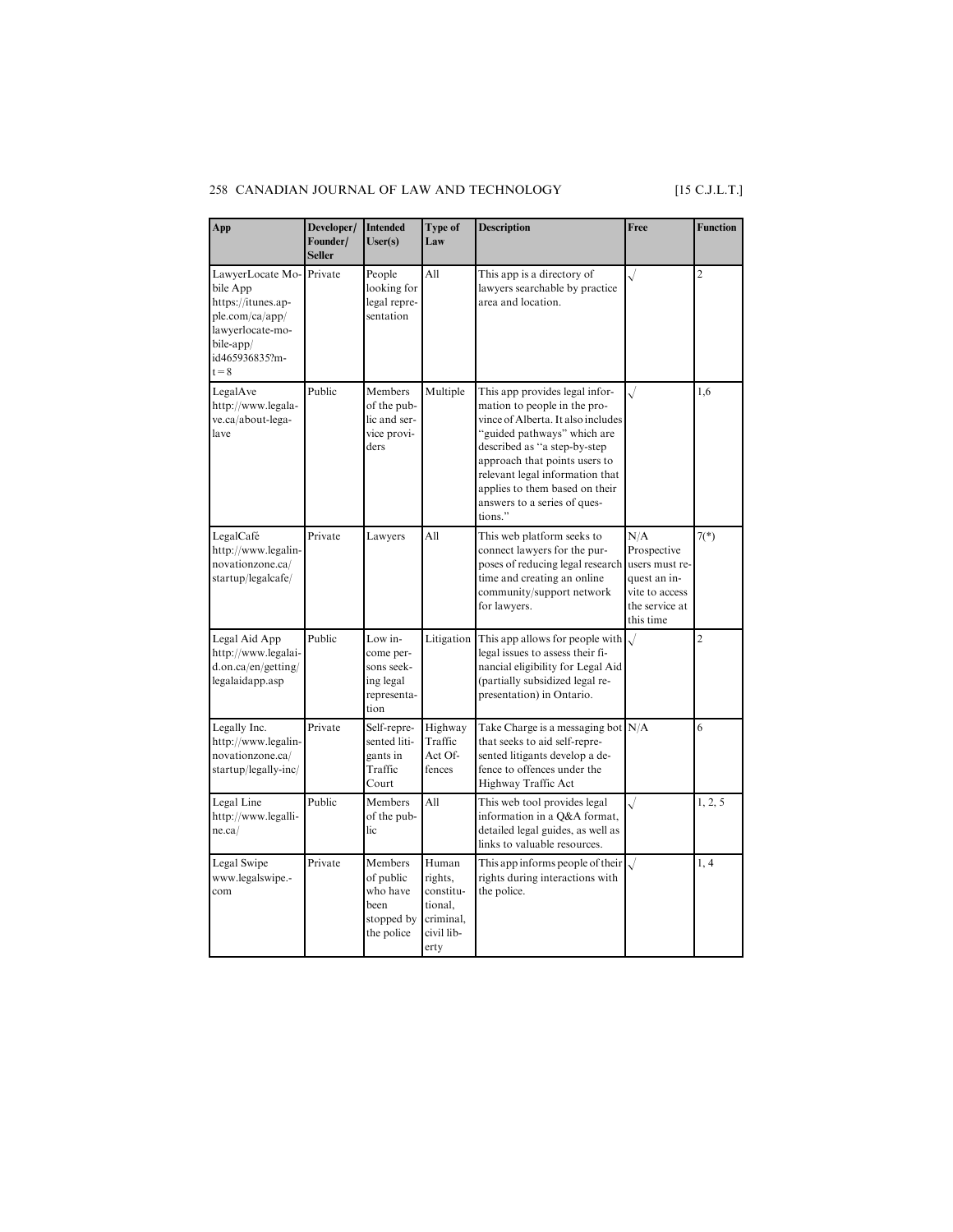| App | Developer/ Founder/ Seller | Intended User(s) | Type of Law | Description | Free | Function |
|---|---|---|---|---|---|---|
| LawyerLocate Mobile App https://itunes.apple.com/ca/app/lawyerlocate-mobile-app/id465936835?mt=8 | Private | People looking for legal representation | All | This app is a directory of lawyers searchable by practice area and location. | √ | 2 |
| LegalAve http://www.legalave.ca/about-legalave | Public | Members of the public and service providers | Multiple | This app provides legal information to people in the province of Alberta. It also includes "guided pathways" which are described as "a step-by-step approach that points users to relevant legal information that applies to them based on their answers to a series of questions." | √ | 1,6 |
| LegalCafé http://www.legalinnovationzone.ca/startup/legalcafe/ | Private | Lawyers | All | This web platform seeks to connect lawyers for the purposes of reducing legal research time and creating an online community/support network for lawyers. | N/A Prospective users must request an invite to access the service at this time | 7(*) |
| Legal Aid App http://www.legalaid.on.ca/en/getting/legalaidapp.asp | Public | Low income persons seeking legal representation | Litigation | This app allows for people with legal issues to assess their financial eligibility for Legal Aid (partially subsidized legal representation) in Ontario. | √ | 2 |
| Legally Inc. http://www.legalinnovationzone.ca/startup/legally-inc/ | Private | Self-represented litigants in Traffic Court | Highway Traffic Act Offences | Take Charge is a messaging bot that seeks to aid self-represented litigants develop a defence to offences under the Highway Traffic Act | N/A | 6 |
| Legal Line http://www.legalline.ca/ | Public | Members of the public | All | This web tool provides legal information in a Q&A format, detailed legal guides, as well as links to valuable resources. | √ | 1, 2, 5 |
| Legal Swipe www.legalswipe.com | Private | Members of public who have been stopped by the police | Human rights, constitutional, criminal, civil liberty | This app informs people of their rights during interactions with the police. | √ | 1, 4 |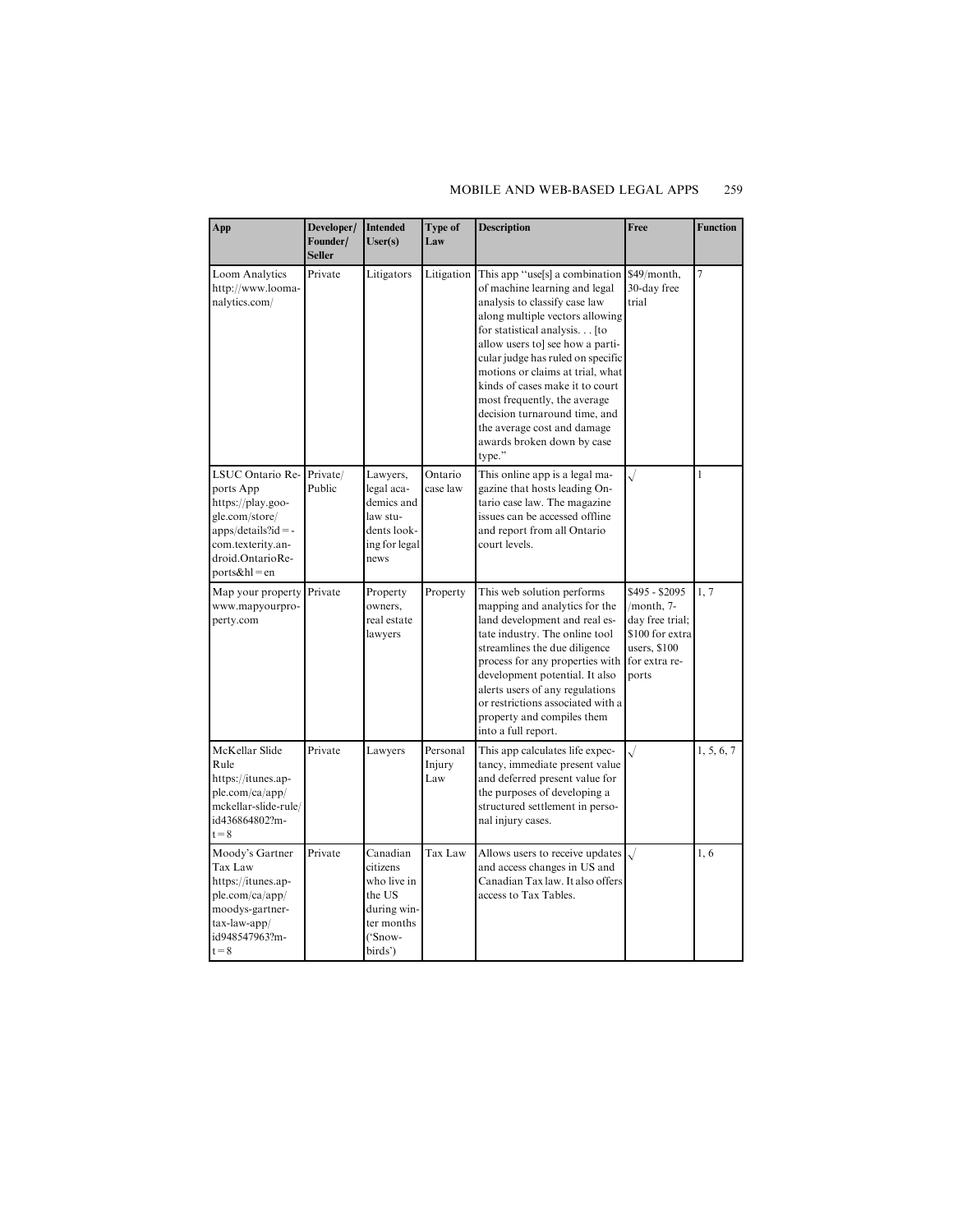| App | Developer/ Founder/ Seller | Intended User(s) | Type of Law | Description | Free | Function |
|---|---|---|---|---|---|---|
| Loom Analytics http://www.loomanalytics.com/ | Private | Litigators | Litigation | This app "use[s] a combination of machine learning and legal analysis to classify case law along multiple vectors allowing for statistical analysis. . . [to allow users to] see how a particular judge has ruled on specific motions or claims at trial, what kinds of cases make it to court most frequently, the average decision turnaround time, and the average cost and damage awards broken down by case type." | $49/month, 30-day free trial | 7 |
| LSUC Ontario Reports App https://play.google.com/store/apps/details?id=com.texterity.android.OntarioReports&hl=en | Private/ Public | Lawyers, legal academics and law students looking for legal news | Ontario case law | This online app is a legal magazine that hosts leading Ontario case law. The magazine issues can be accessed offline and report from all Ontario court levels. | √ | 1 |
| Map your property www.mapyourproperty.com | Private | Property owners, real estate lawyers | Property | This web solution performs mapping and analytics for the land development and real estate industry. The online tool streamlines the due diligence process for any properties with development potential. It also alerts users of any regulations or restrictions associated with a property and compiles them into a full report. | $495 - $2095 /month, 7-day free trial; $100 for extra users, $100 for extra reports | 1, 7 |
| McKellar Slide Rule https://itunes.apple.com/ca/app/mckellar-slide-rule/id436864802?mt=8 | Private | Lawyers | Personal Injury Law | This app calculates life expectancy, immediate present value and deferred present value for the purposes of developing a structured settlement in personal injury cases. | √ | 1, 5, 6, 7 |
| Moody's Gartner Tax Law https://itunes.apple.com/ca/app/moodys-gartner-tax-law-app/id948547963?mt=8 | Private | Canadian citizens who live in the US during winter months ('Snowbirds') | Tax Law | Allows users to receive updates and access changes in US and Canadian Tax law. It also offers access to Tax Tables. | √ | 1, 6 |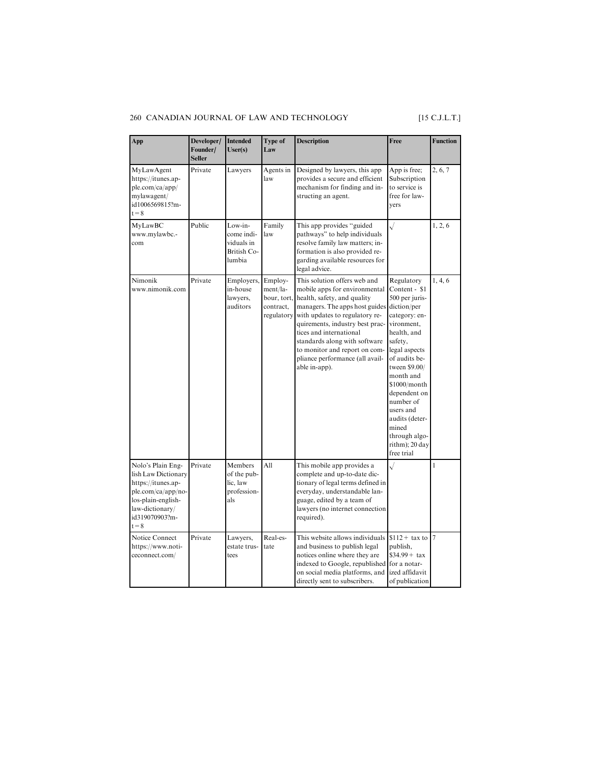| App | Developer/ Founder/ Seller | Intended User(s) | Type of Law | Description | Free | Function |
|---|---|---|---|---|---|---|
| MyLawAgent https://itunes.apple.com/ca/app/mylawagent/id1006569815?mt=8 | Private | Lawyers | Agents in law | Designed by lawyers, this app provides a secure and efficient mechanism for finding and instructing an agent. | App is free; Subscription to service is free for lawyers | 2, 6, 7 |
| MyLawBC www.mylawbc.com | Public | Low-income individuals in British Columbia | Family law | This app provides "guided pathways" to help individuals resolve family law matters; information is also provided regarding available resources for legal advice. | √ | 1, 2, 6 |
| Nimonik www.nimonik.com | Private | Employers, in-house lawyers, auditors | Employment/labour, tort, contract, regulatory | This solution offers web and mobile apps for environmental health, safety, and quality managers. The apps host guides with updates to regulatory requirements, industry best practices and international standards along with software to monitor and report on compliance performance (all available in-app). | Regulatory Content - $1 500 per jurisdiction/per category: environment, health, and safety, legal aspects of audits between $9.00/month and $1000/month dependent on number of users and audits (determined through algorithm); 20 day free trial | 1, 4, 6 |
| Nolo's Plain English Law Dictionary https://itunes.apple.com/ca/app/nolos-plain-english-law-dictionary/id319070903?mt=8 | Private | Members of the public, law professionals | All | This mobile app provides a complete and up-to-date dictionary of legal terms defined in everyday, understandable language, edited by a team of lawyers (no internet connection required). | √ | 1 |
| Notice Connect https://www.noticeconnect.com/ | Private | Lawyers, estate trustees | Real-estate | This website allows individuals and business to publish legal notices online where they are indexed to Google, republished on social media platforms, and directly sent to subscribers. | $112 + tax to publish, $34.99 + tax for a notarized affidavit of publication | 7 |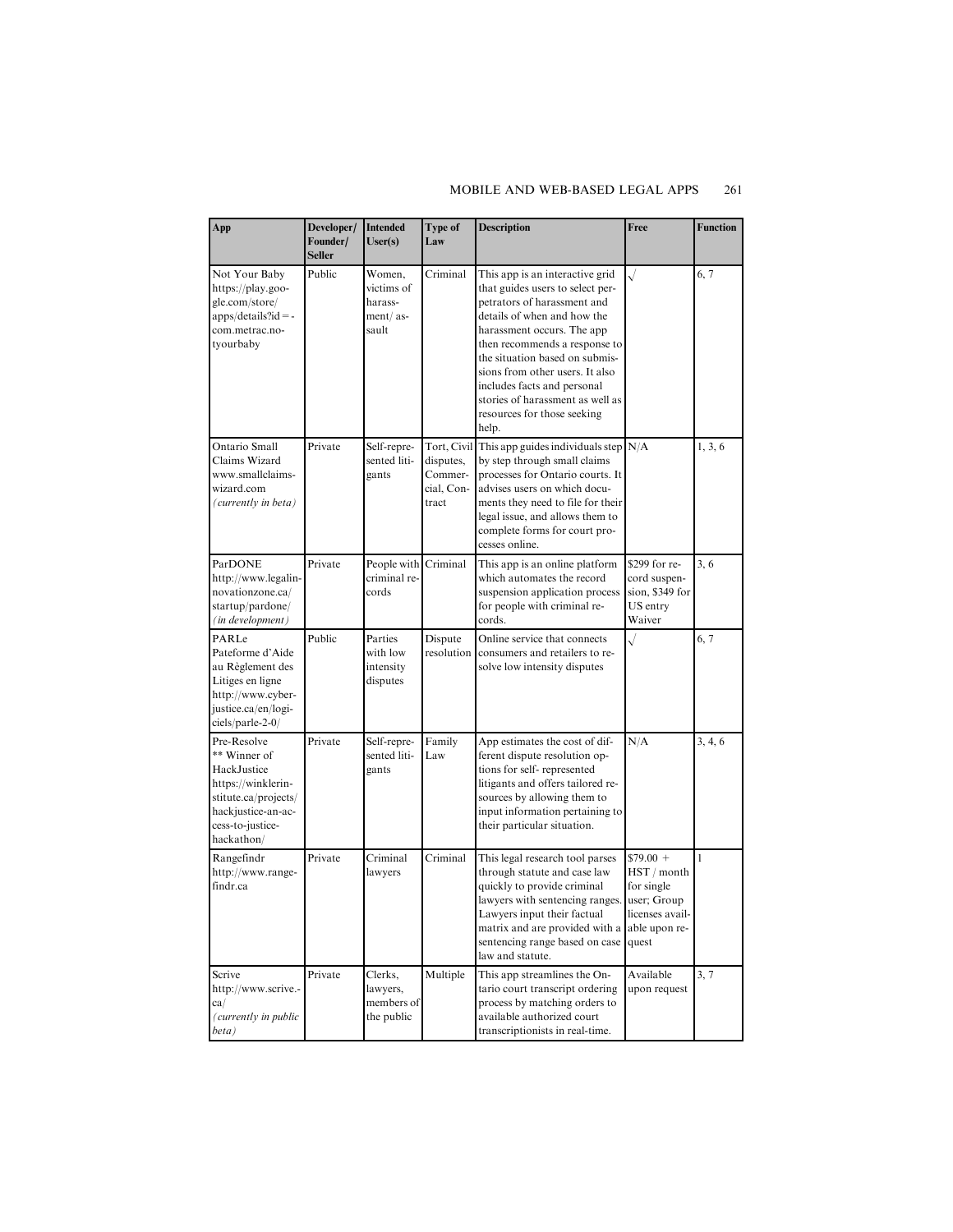| App | Developer/ Founder/ Seller | Intended User(s) | Type of Law | Description | Free | Function |
|---|---|---|---|---|---|---|
| Not Your Baby https://play.google.com/store/apps/details?id=com.metrac.notyourbaby | Public | Women, victims of harassment/ assault | Criminal | This app is an interactive grid that guides users to select perpetrators of harassment and details of when and how the harassment occurs. The app then recommends a response to the situation based on submissions from other users. It also includes facts and personal stories of harassment as well as resources for those seeking help. | √ | 6, 7 |
| Ontario Small Claims Wizard www.smallclaimswizard.com *(currently in beta)* | Private | Self-represented litigants | Tort, Civil disputes, Commercial, Contract | This app guides individuals step by step through small claims processes for Ontario courts. It advises users on which documents they need to file for their legal issue, and allows them to complete forms for court processes online. | N/A | 1, 3, 6 |
| ParDONE http://www.legalinnovationzone.ca/startup/pardone/ *(in development)* | Private | People with criminal records | Criminal | This app is an online platform which automates the record suspension application process for people with criminal records. | $299 for record suspension, $349 for US entry Waiver | 3, 6 |
| PARLe Pateforme d'Aide au Règlement des Litiges en ligne http://www.cyberjustice.ca/en/logiciels/parle-2-0/ | Public | Parties with low intensity disputes | Dispute resolution | Online service that connects consumers and retailers to resolve low intensity disputes | √ | 6, 7 |
| Pre-Resolve ** Winner of HackJustice https://winklerinstitute.ca/projects/hackjustice-an-access-to-justice-hackathon/ | Private | Self-represented litigants | Family Law | App estimates the cost of different dispute resolution options for self- represented litigants and offers tailored resources by allowing them to input information pertaining to their particular situation. | N/A | 3, 4, 6 |
| Rangefindr http://www.rangefindr.ca | Private | Criminal lawyers | Criminal | This legal research tool parses through statute and case law quickly to provide criminal lawyers with sentencing ranges. Lawyers input their factual matrix and are provided with a sentencing range based on case law and statute. | $79.00 + HST / month for single user; Group licenses available upon request | 1 |
| Scrive http://www.scrive.ca/ *(currently in public beta)* | Private | Clerks, lawyers, members of the public | Multiple | This app streamlines the Ontario court transcript ordering process by matching orders to available authorized court transcriptionists in real-time. | Available upon request | 3, 7 |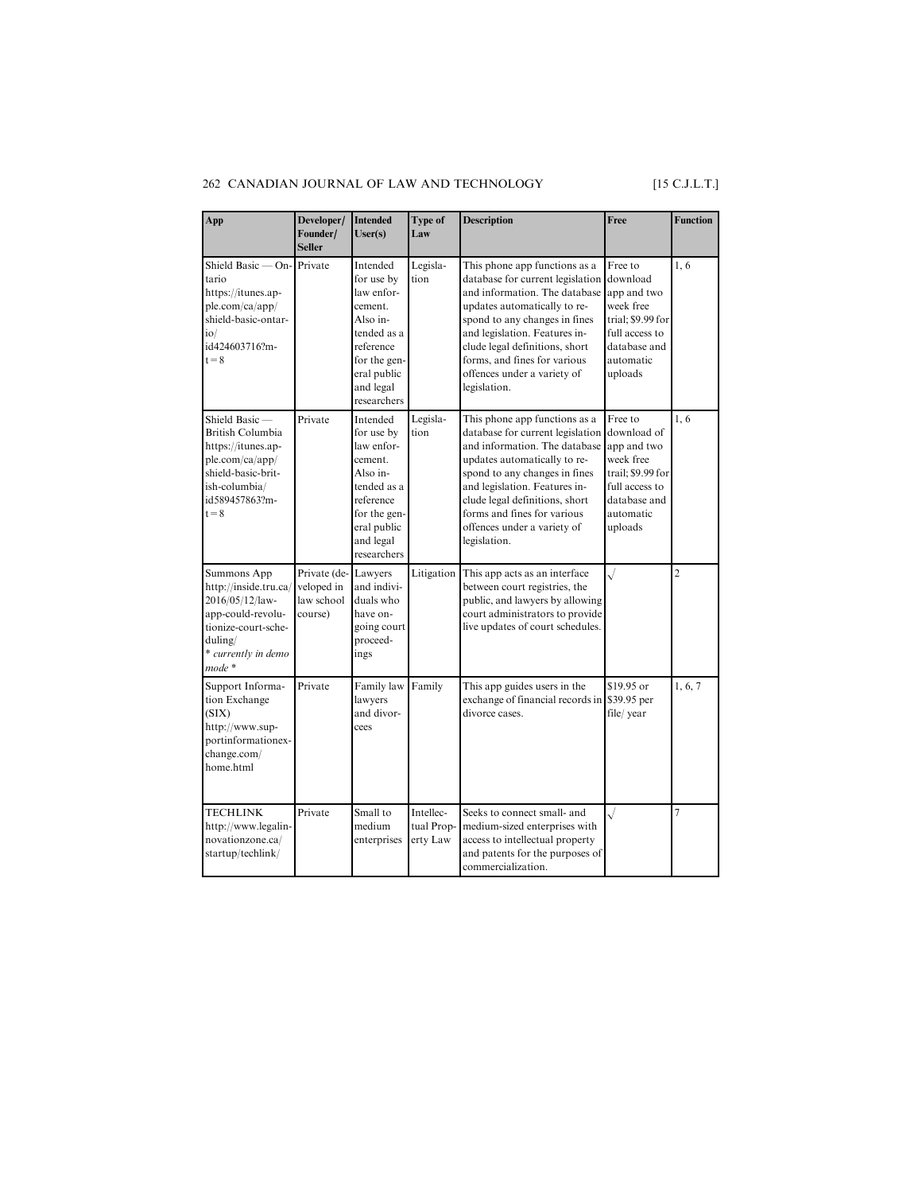| App | Developer/ Founder/ Seller | Intended User(s) | Type of Law | Description | Free | Function |
|---|---|---|---|---|---|---|
| Shield Basic — Ontario https://itunes.apple.com/ca/app/shield-basic-ontario/id424603716?mt=8 | Private | Intended for use by law enforcement. Also intended as a reference for the general public and legal researchers | Legislation | This phone app functions as a database for current legislation and information. The database updates automatically to respond to any changes in fines and legislation. Features include legal definitions, short forms, and fines for various offences under a variety of legislation. | Free to download app and two week free trial; $9.99 for full access to database and automatic uploads | 1, 6 |
| Shield Basic — British Columbia https://itunes.apple.com/ca/app/shield-basic-british-columbia/id589457863?mt=8 | Private | Intended for use by law enforcement. Also intended as a reference for the general public and legal researchers | Legislation | This phone app functions as a database for current legislation and information. The database updates automatically to respond to any changes in fines and legislation. Features include legal definitions, short forms and fines for various offences under a variety of legislation. | Free to download of app and two week free trail; $9.99 for full access to database and automatic uploads | 1, 6 |
| Summons App http://inside.tru.ca/2016/05/12/law-app-could-revolutionize-court-scheduling/ * *currently in demo mode* * | Private (developed in law school course) | Lawyers and individuals who have ongoing court proceedings | Litigation | This app acts as an interface between court registries, the public, and lawyers by allowing court administrators to provide live updates of court schedules. | √ | 2 |
| Support Information Exchange (SIX) http://www.supportinformationexchange.com/home.html | Private | Family law lawyers and divorcees | Family | This app guides users in the exchange of financial records in divorce cases. | $19.95 or $39.95 per file/ year | 1, 6, 7 |
| TECHLINK http://www.legalinnovationzone.ca/startup/techlink/ | Private | Small to medium enterprises | Intellectual Property Law | Seeks to connect small- and medium-sized enterprises with access to intellectual property and patents for the purposes of commercialization. | √ | 7 |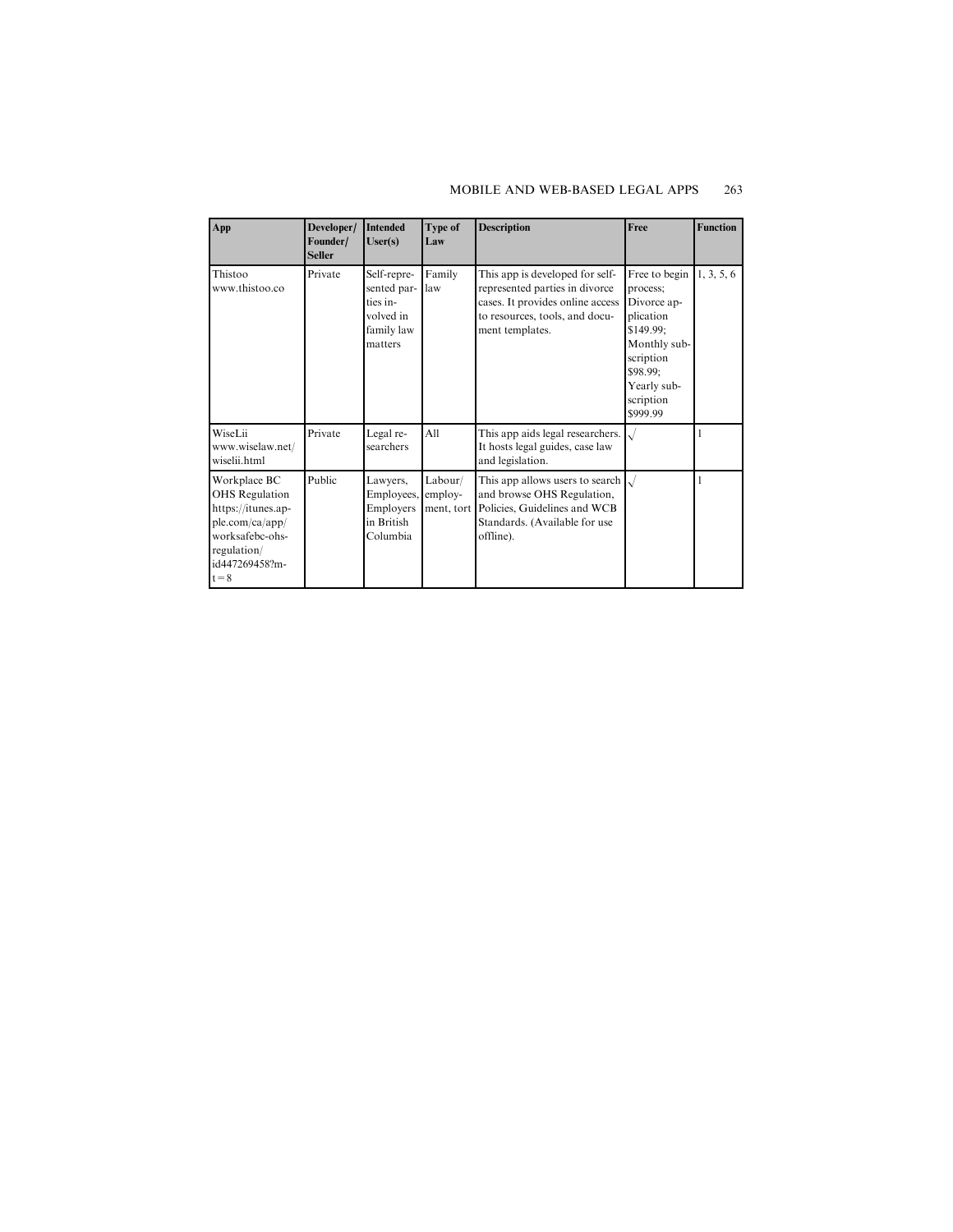| App | Developer/ Founder/ Seller | Intended User(s) | Type of Law | Description | Free | Function |
|---|---|---|---|---|---|---|
| Thistoo www.thistoo.co | Private | Self-represented parties involved in family law matters | Family law | This app is developed for self-represented parties in divorce cases. It provides online access to resources, tools, and document templates. | Free to begin process; Divorce application $149.99; Monthly subscription $98.99; Yearly subscription $999.99 | 1, 3, 5, 6 |
| WiseLii www.wiselaw.net/wiselii.html | Private | Legal researchers | All | This app aids legal researchers. It hosts legal guides, case law and legislation. | √ | 1 |
| Workplace BC OHS Regulation https://itunes.apple.com/ca/app/worksafebc-ohs-regulation/id447269458?mt=8 | Public | Lawyers, Employees, Employers in British Columbia | Labour/ employment, tort | This app allows users to search and browse OHS Regulation, Policies, Guidelines and WCB Standards. (Available for use offline). | √ | 1 |